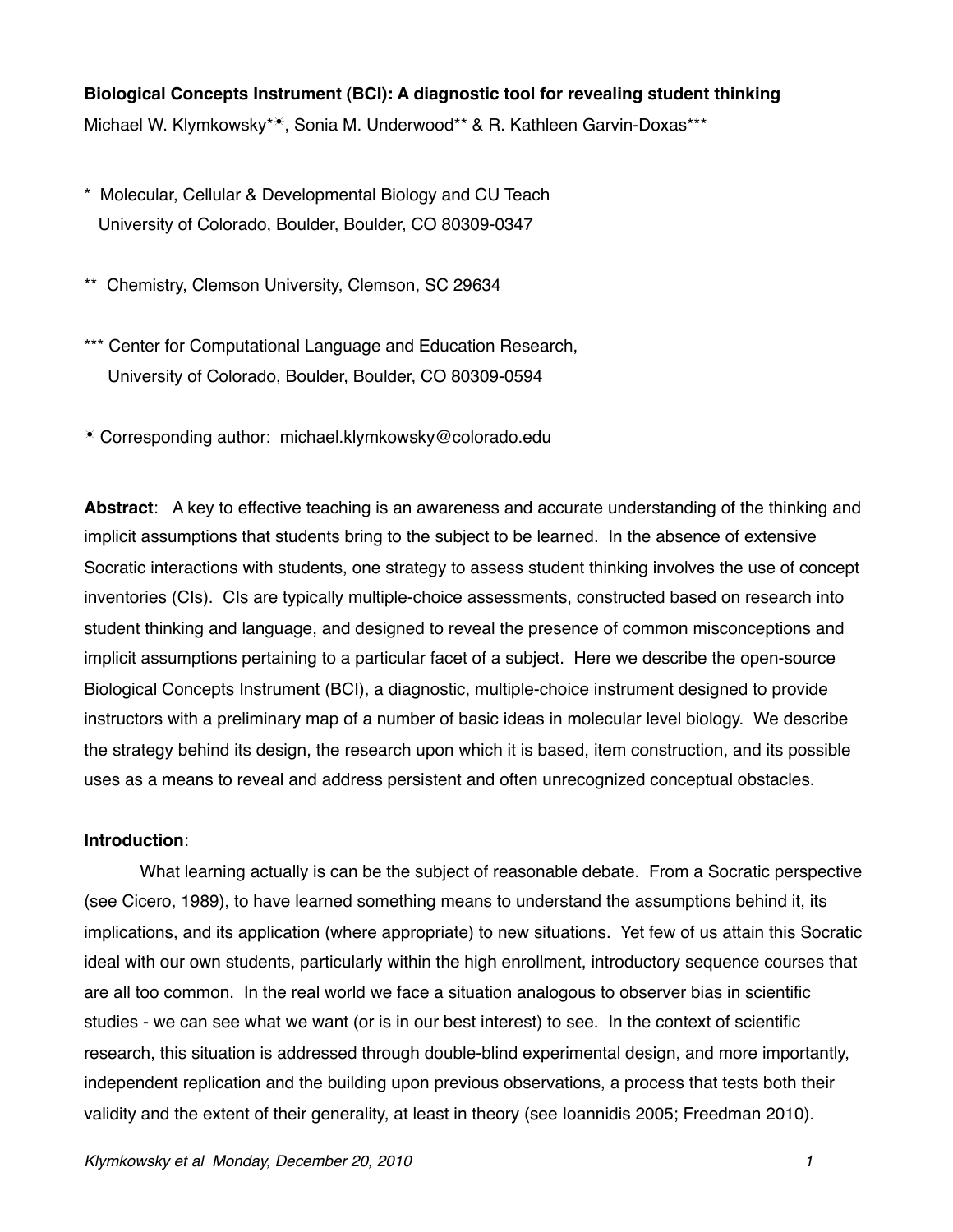**Biological Concepts Instrument (BCI): A diagnostic tool for revealing student thinking**

Michael W. Klymkowsky*☀, Sonia M. Underwood** & R. Kathleen Garvin-Doxas***

\* Molecular, Cellular & Developmental Biology and CU Teach
University of Colorado, Boulder, Boulder, CO 80309-0347

\*\* Chemistry, Clemson University, Clemson, SC 29634

\*\*\* Center for Computational Language and Education Research,
University of Colorado, Boulder, Boulder, CO 80309-0594

☀ Corresponding author: michael.klymkowsky@colorado.edu

**Abstract**: A key to effective teaching is an awareness and accurate understanding of the thinking and implicit assumptions that students bring to the subject to be learned. In the absence of extensive Socratic interactions with students, one strategy to assess student thinking involves the use of concept inventories (CIs). CIs are typically multiple-choice assessments, constructed based on research into student thinking and language, and designed to reveal the presence of common misconceptions and implicit assumptions pertaining to a particular facet of a subject. Here we describe the open-source Biological Concepts Instrument (BCI), a diagnostic, multiple-choice instrument designed to provide instructors with a preliminary map of a number of basic ideas in molecular level biology. We describe the strategy behind its design, the research upon which it is based, item construction, and its possible uses as a means to reveal and address persistent and often unrecognized conceptual obstacles.

**Introduction**:

What learning actually is can be the subject of reasonable debate. From a Socratic perspective (see Cicero, 1989), to have learned something means to understand the assumptions behind it, its implications, and its application (where appropriate) to new situations. Yet few of us attain this Socratic ideal with our own students, particularly within the high enrollment, introductory sequence courses that are all too common. In the real world we face a situation analogous to observer bias in scientific studies - we can see what we want (or is in our best interest) to see. In the context of scientific research, this situation is addressed through double-blind experimental design, and more importantly, independent replication and the building upon previous observations, a process that tests both their validity and the extent of their generality, at least in theory (see Ioannidis 2005; Freedman 2010).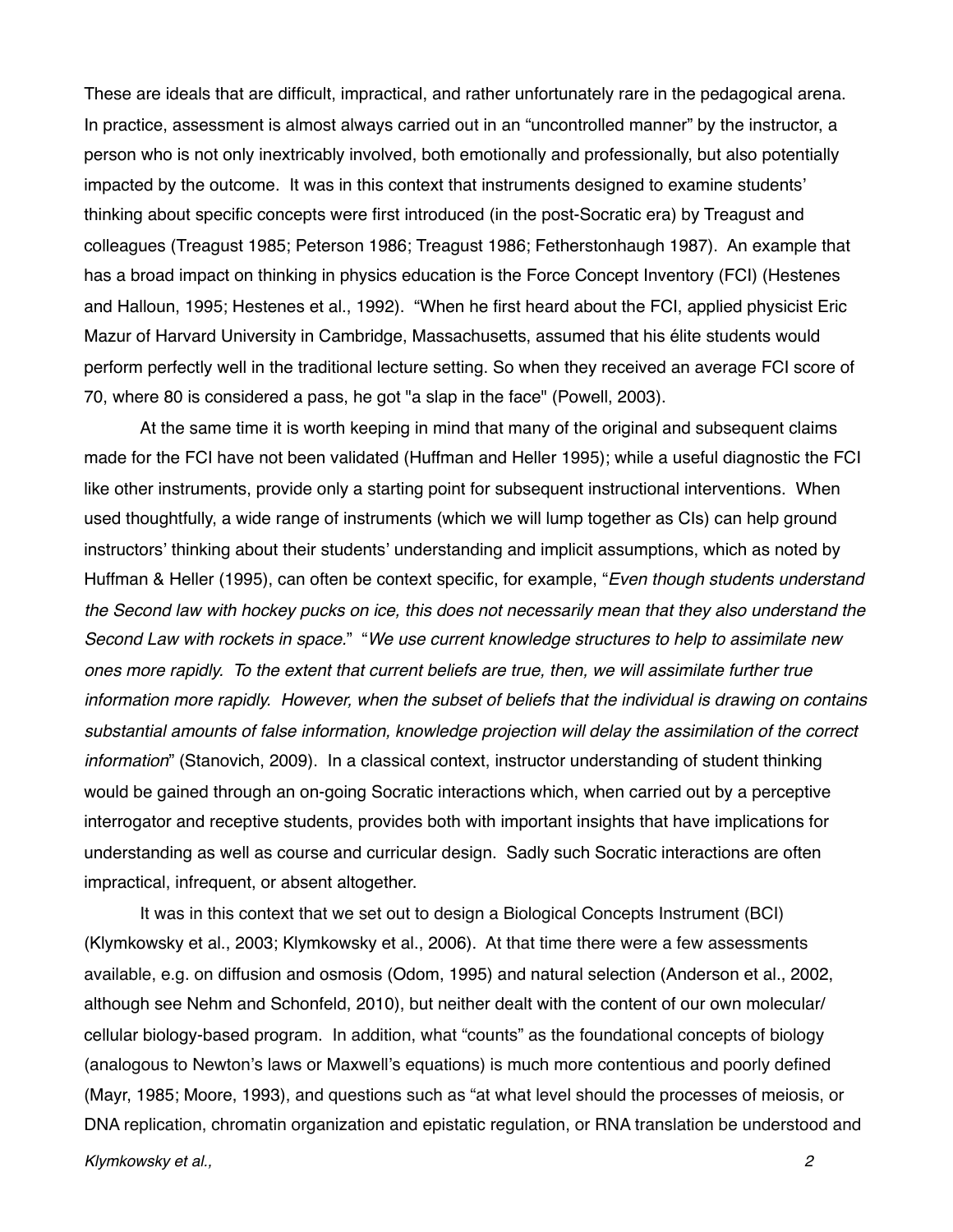These are ideals that are difficult, impractical, and rather unfortunately rare in the pedagogical arena. In practice, assessment is almost always carried out in an "uncontrolled manner" by the instructor, a person who is not only inextricably involved, both emotionally and professionally, but also potentially impacted by the outcome. It was in this context that instruments designed to examine students' thinking about specific concepts were first introduced (in the post-Socratic era) by Treagust and colleagues (Treagust 1985; Peterson 1986; Treagust 1986; Fetherstonhaugh 1987). An example that has a broad impact on thinking in physics education is the Force Concept Inventory (FCI) (Hestenes and Halloun, 1995; Hestenes et al., 1992). "When he first heard about the FCI, applied physicist Eric Mazur of Harvard University in Cambridge, Massachusetts, assumed that his élite students would perform perfectly well in the traditional lecture setting. So when they received an average FCI score of 70, where 80 is considered a pass, he got "a slap in the face" (Powell, 2003).

At the same time it is worth keeping in mind that many of the original and subsequent claims made for the FCI have not been validated (Huffman and Heller 1995); while a useful diagnostic the FCI like other instruments, provide only a starting point for subsequent instructional interventions. When used thoughtfully, a wide range of instruments (which we will lump together as CIs) can help ground instructors' thinking about their students' understanding and implicit assumptions, which as noted by Huffman & Heller (1995), can often be context specific, for example, "*Even though students understand the Second law with hockey pucks on ice, this does not necessarily mean that they also understand the Second Law with rockets in space.*" "*We use current knowledge structures to help to assimilate new ones more rapidly. To the extent that current beliefs are true, then, we will assimilate further true information more rapidly. However, when the subset of beliefs that the individual is drawing on contains substantial amounts of false information, knowledge projection will delay the assimilation of the correct information*" (Stanovich, 2009). In a classical context, instructor understanding of student thinking would be gained through an on-going Socratic interactions which, when carried out by a perceptive interrogator and receptive students, provides both with important insights that have implications for understanding as well as course and curricular design. Sadly such Socratic interactions are often impractical, infrequent, or absent altogether.

It was in this context that we set out to design a Biological Concepts Instrument (BCI) (Klymkowsky et al., 2003; Klymkowsky et al., 2006). At that time there were a few assessments available, e.g. on diffusion and osmosis (Odom, 1995) and natural selection (Anderson et al., 2002, although see Nehm and Schonfeld, 2010), but neither dealt with the content of our own molecular/cellular biology-based program. In addition, what "counts" as the foundational concepts of biology (analogous to Newton's laws or Maxwell's equations) is much more contentious and poorly defined (Mayr, 1985; Moore, 1993), and questions such as "at what level should the processes of meiosis, or DNA replication, chromatin organization and epistatic regulation, or RNA translation be understood and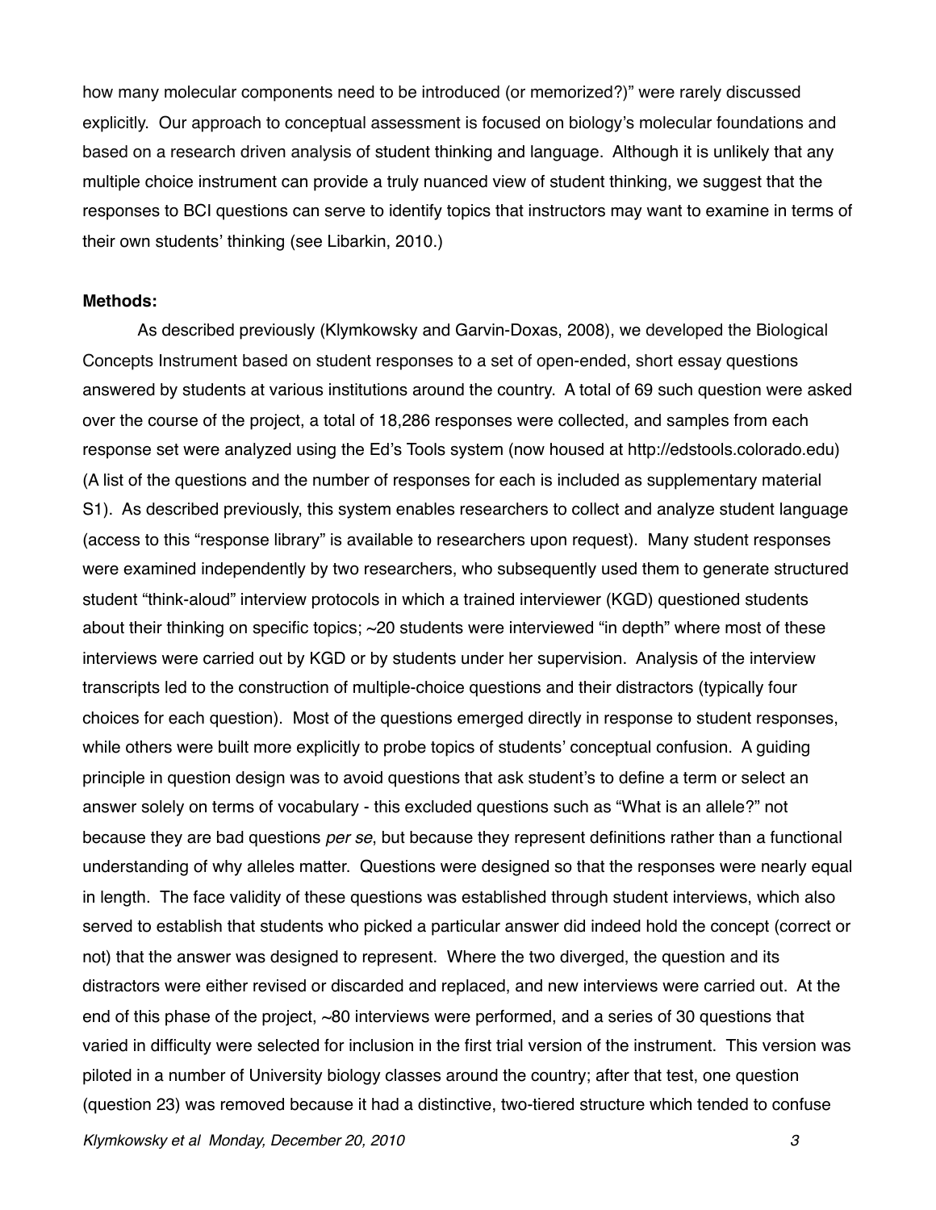how many molecular components need to be introduced (or memorized?)" were rarely discussed explicitly. Our approach to conceptual assessment is focused on biology's molecular foundations and based on a research driven analysis of student thinking and language. Although it is unlikely that any multiple choice instrument can provide a truly nuanced view of student thinking, we suggest that the responses to BCI questions can serve to identify topics that instructors may want to examine in terms of their own students' thinking (see Libarkin, 2010.)

**Methods:**

As described previously (Klymkowsky and Garvin-Doxas, 2008), we developed the Biological Concepts Instrument based on student responses to a set of open-ended, short essay questions answered by students at various institutions around the country. A total of 69 such question were asked over the course of the project, a total of 18,286 responses were collected, and samples from each response set were analyzed using the Ed's Tools system (now housed at http://edstools.colorado.edu) (A list of the questions and the number of responses for each is included as supplementary material S1). As described previously, this system enables researchers to collect and analyze student language (access to this "response library" is available to researchers upon request). Many student responses were examined independently by two researchers, who subsequently used them to generate structured student "think-aloud" interview protocols in which a trained interviewer (KGD) questioned students about their thinking on specific topics; ~20 students were interviewed "in depth" where most of these interviews were carried out by KGD or by students under her supervision. Analysis of the interview transcripts led to the construction of multiple-choice questions and their distractors (typically four choices for each question). Most of the questions emerged directly in response to student responses, while others were built more explicitly to probe topics of students' conceptual confusion. A guiding principle in question design was to avoid questions that ask student's to define a term or select an answer solely on terms of vocabulary - this excluded questions such as "What is an allele?" not because they are bad questions *per se*, but because they represent definitions rather than a functional understanding of why alleles matter. Questions were designed so that the responses were nearly equal in length. The face validity of these questions was established through student interviews, which also served to establish that students who picked a particular answer did indeed hold the concept (correct or not) that the answer was designed to represent. Where the two diverged, the question and its distractors were either revised or discarded and replaced, and new interviews were carried out. At the end of this phase of the project, ~80 interviews were performed, and a series of 30 questions that varied in difficulty were selected for inclusion in the first trial version of the instrument. This version was piloted in a number of University biology classes around the country; after that test, one question (question 23) was removed because it had a distinctive, two-tiered structure which tended to confuse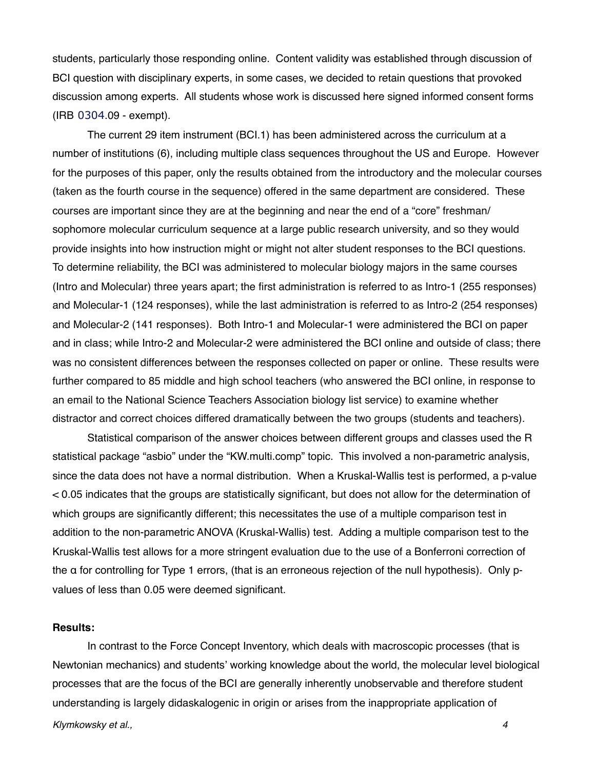students, particularly those responding online. Content validity was established through discussion of BCI question with disciplinary experts, in some cases, we decided to retain questions that provoked discussion among experts. All students whose work is discussed here signed informed consent forms (IRB 0304.09 - exempt).

The current 29 item instrument (BCI.1) has been administered across the curriculum at a number of institutions (6), including multiple class sequences throughout the US and Europe. However for the purposes of this paper, only the results obtained from the introductory and the molecular courses (taken as the fourth course in the sequence) offered in the same department are considered. These courses are important since they are at the beginning and near the end of a "core" freshman/ sophomore molecular curriculum sequence at a large public research university, and so they would provide insights into how instruction might or might not alter student responses to the BCI questions. To determine reliability, the BCI was administered to molecular biology majors in the same courses (Intro and Molecular) three years apart; the first administration is referred to as Intro-1 (255 responses) and Molecular-1 (124 responses), while the last administration is referred to as Intro-2 (254 responses) and Molecular-2 (141 responses). Both Intro-1 and Molecular-1 were administered the BCI on paper and in class; while Intro-2 and Molecular-2 were administered the BCI online and outside of class; there was no consistent differences between the responses collected on paper or online. These results were further compared to 85 middle and high school teachers (who answered the BCI online, in response to an email to the National Science Teachers Association biology list service) to examine whether distractor and correct choices differed dramatically between the two groups (students and teachers).

Statistical comparison of the answer choices between different groups and classes used the R statistical package "asbio" under the "KW.multi.comp" topic. This involved a non-parametric analysis, since the data does not have a normal distribution. When a Kruskal-Wallis test is performed, a p-value $< 0.05$ indicates that the groups are statistically significant, but does not allow for the determination of which groups are significantly different; this necessitates the use of a multiple comparison test in addition to the non-parametric ANOVA (Kruskal-Wallis) test. Adding a multiple comparison test to the Kruskal-Wallis test allows for a more stringent evaluation due to the use of a Bonferroni correction of the $\alpha$ for controlling for Type 1 errors, (that is an erroneous rejection of the null hypothesis). Only p-values of less than 0.05 were deemed significant.

**Results:**

In contrast to the Force Concept Inventory, which deals with macroscopic processes (that is Newtonian mechanics) and students' working knowledge about the world, the molecular level biological processes that are the focus of the BCI are generally inherently unobservable and therefore student understanding is largely didaskalogenic in origin or arises from the inappropriate application of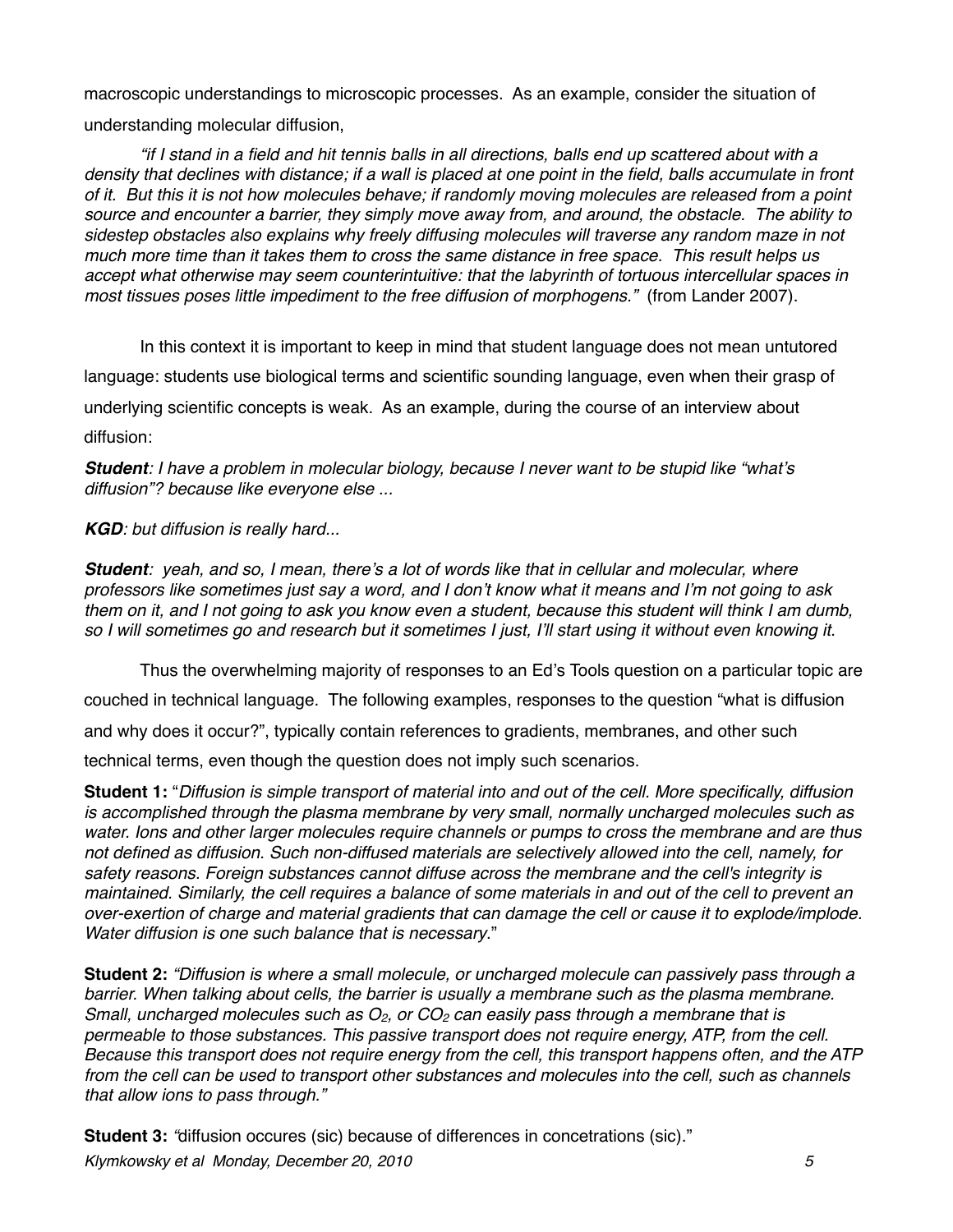macroscopic understandings to microscopic processes. As an example, consider the situation of understanding molecular diffusion,

*"if I stand in a field and hit tennis balls in all directions, balls end up scattered about with a density that declines with distance; if a wall is placed at one point in the field, balls accumulate in front of it. But this it is not how molecules behave; if randomly moving molecules are released from a point source and encounter a barrier, they simply move away from, and around, the obstacle. The ability to sidestep obstacles also explains why freely diffusing molecules will traverse any random maze in not much more time than it takes them to cross the same distance in free space. This result helps us accept what otherwise may seem counterintuitive: that the labyrinth of tortuous intercellular spaces in most tissues poses little impediment to the free diffusion of morphogens."* (from Lander 2007).

In this context it is important to keep in mind that student language does not mean untutored language: students use biological terms and scientific sounding language, even when their grasp of underlying scientific concepts is weak. As an example, during the course of an interview about diffusion:

***Student****: I have a problem in molecular biology, because I never want to be stupid like "what's diffusion"? because like everyone else ...*

***KGD****: but diffusion is really hard...*

***Student****: yeah, and so, I mean, there's a lot of words like that in cellular and molecular, where professors like sometimes just say a word, and I don't know what it means and I'm not going to ask them on it, and I not going to ask you know even a student, because this student will think I am dumb, so I will sometimes go and research but it sometimes I just, I'll start using it without even knowing it.*

Thus the overwhelming majority of responses to an Ed's Tools question on a particular topic are couched in technical language. The following examples, responses to the question "what is diffusion and why does it occur?", typically contain references to gradients, membranes, and other such technical terms, even though the question does not imply such scenarios.

**Student 1:** "*Diffusion is simple transport of material into and out of the cell. More specifically, diffusion is accomplished through the plasma membrane by very small, normally uncharged molecules such as water. Ions and other larger molecules require channels or pumps to cross the membrane and are thus not defined as diffusion. Such non-diffused materials are selectively allowed into the cell, namely, for safety reasons. Foreign substances cannot diffuse across the membrane and the cell's integrity is maintained. Similarly, the cell requires a balance of some materials in and out of the cell to prevent an over-exertion of charge and material gradients that can damage the cell or cause it to explode/implode. Water diffusion is one such balance that is necessary.*"

**Student 2:** *"Diffusion is where a small molecule, or uncharged molecule can passively pass through a barrier. When talking about cells, the barrier is usually a membrane such as the plasma membrane. Small, uncharged molecules such as $O_2$, or $CO_2$ can easily pass through a membrane that is permeable to those substances. This passive transport does not require energy, ATP, from the cell. Because this transport does not require energy from the cell, this transport happens often, and the ATP from the cell can be used to transport other substances and molecules into the cell, such as channels that allow ions to pass through."*

**Student 3:** *"*diffusion occures (sic) because of differences in concetrations (sic)."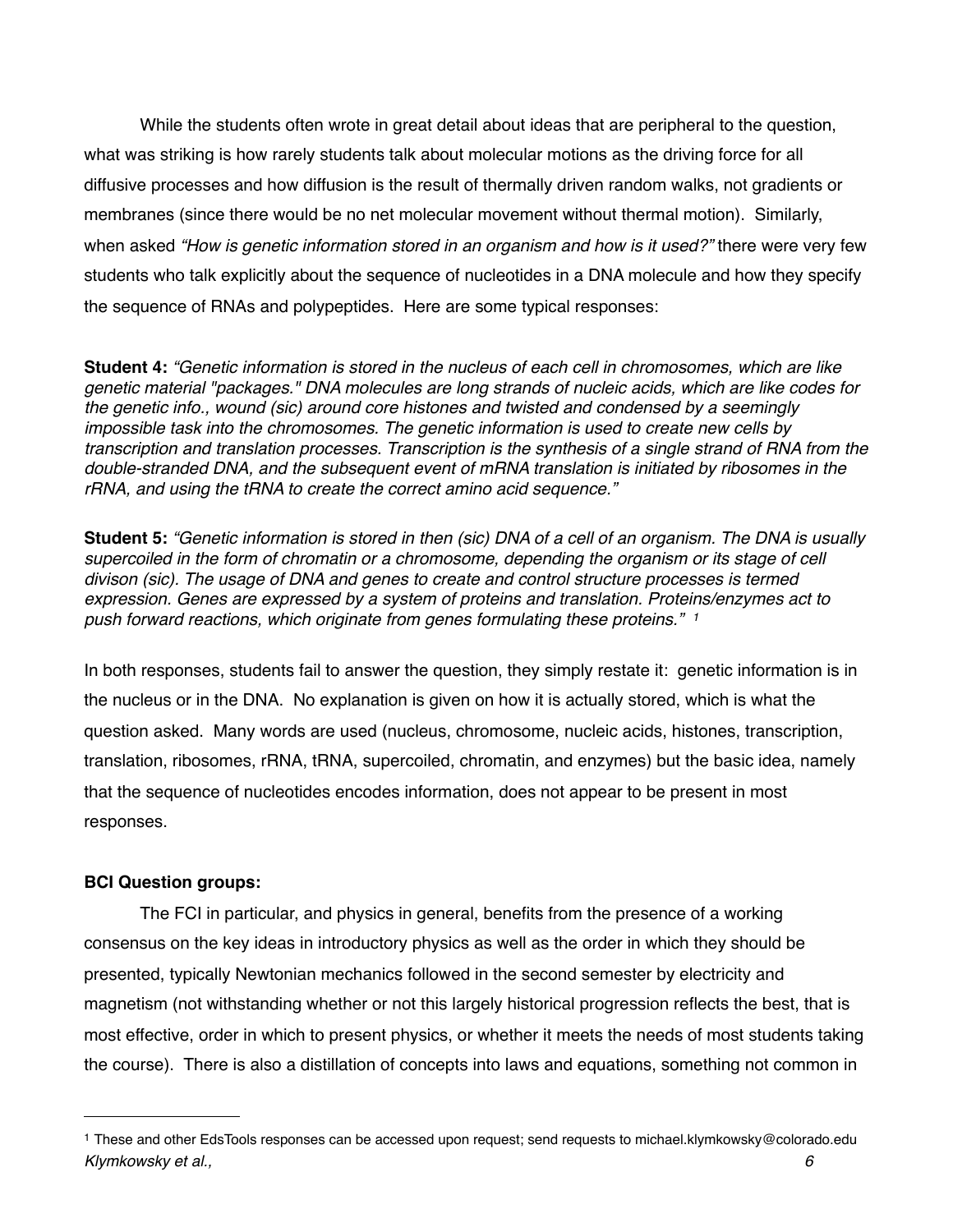While the students often wrote in great detail about ideas that are peripheral to the question, what was striking is how rarely students talk about molecular motions as the driving force for all diffusive processes and how diffusion is the result of thermally driven random walks, not gradients or membranes (since there would be no net molecular movement without thermal motion). Similarly, when asked *"How is genetic information stored in an organism and how is it used?"* there were very few students who talk explicitly about the sequence of nucleotides in a DNA molecule and how they specify the sequence of RNAs and polypeptides. Here are some typical responses:

**Student 4:** *"Genetic information is stored in the nucleus of each cell in chromosomes, which are like genetic material "packages." DNA molecules are long strands of nucleic acids, which are like codes for the genetic info., wound (sic) around core histones and twisted and condensed by a seemingly impossible task into the chromosomes. The genetic information is used to create new cells by transcription and translation processes. Transcription is the synthesis of a single strand of RNA from the double-stranded DNA, and the subsequent event of mRNA translation is initiated by ribosomes in the rRNA, and using the tRNA to create the correct amino acid sequence."*

**Student 5:** *"Genetic information is stored in then (sic) DNA of a cell of an organism. The DNA is usually supercoiled in the form of chromatin or a chromosome, depending the organism or its stage of cell divison (sic). The usage of DNA and genes to create and control structure processes is termed expression. Genes are expressed by a system of proteins and translation. Proteins/enzymes act to push forward reactions, which originate from genes formulating these proteins."* [1]

In both responses, students fail to answer the question, they simply restate it: genetic information is in the nucleus or in the DNA. No explanation is given on how it is actually stored, which is what the question asked. Many words are used (nucleus, chromosome, nucleic acids, histones, transcription, translation, ribosomes, rRNA, tRNA, supercoiled, chromatin, and enzymes) but the basic idea, namely that the sequence of nucleotides encodes information, does not appear to be present in most responses.

**BCI Question groups:**

The FCI in particular, and physics in general, benefits from the presence of a working consensus on the key ideas in introductory physics as well as the order in which they should be presented, typically Newtonian mechanics followed in the second semester by electricity and magnetism (not withstanding whether or not this largely historical progression reflects the best, that is most effective, order in which to present physics, or whether it meets the needs of most students taking the course). There is also a distillation of concepts into laws and equations, something not common in

---

[1] These and other EdsTools responses can be accessed upon request; send requests to michael.klymkowsky@colorado.edu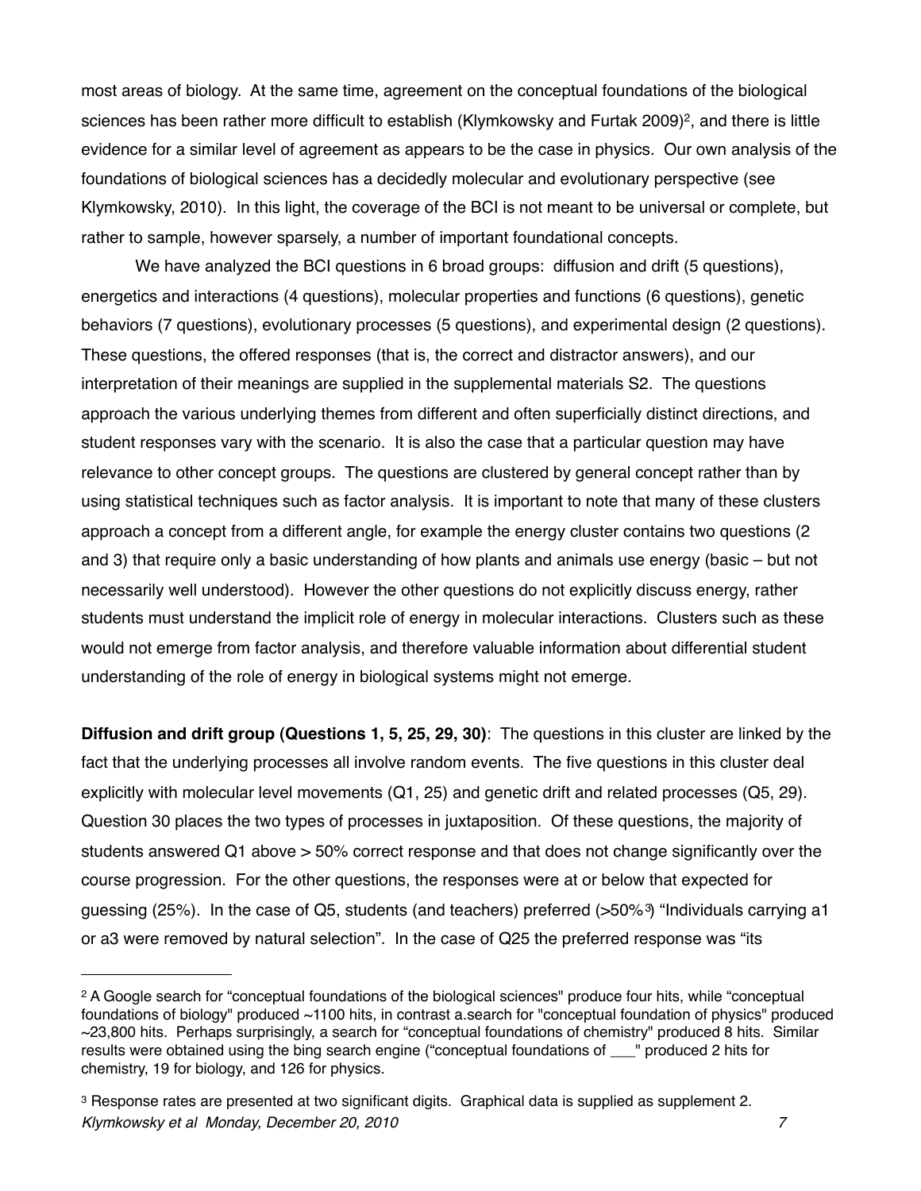most areas of biology. At the same time, agreement on the conceptual foundations of the biological sciences has been rather more difficult to establish (Klymkowsky and Furtak 2009)[2], and there is little evidence for a similar level of agreement as appears to be the case in physics. Our own analysis of the foundations of biological sciences has a decidedly molecular and evolutionary perspective (see Klymkowsky, 2010). In this light, the coverage of the BCI is not meant to be universal or complete, but rather to sample, however sparsely, a number of important foundational concepts.

We have analyzed the BCI questions in 6 broad groups: diffusion and drift (5 questions), energetics and interactions (4 questions), molecular properties and functions (6 questions), genetic behaviors (7 questions), evolutionary processes (5 questions), and experimental design (2 questions). These questions, the offered responses (that is, the correct and distractor answers), and our interpretation of their meanings are supplied in the supplemental materials S2. The questions approach the various underlying themes from different and often superficially distinct directions, and student responses vary with the scenario. It is also the case that a particular question may have relevance to other concept groups. The questions are clustered by general concept rather than by using statistical techniques such as factor analysis. It is important to note that many of these clusters approach a concept from a different angle, for example the energy cluster contains two questions (2 and 3) that require only a basic understanding of how plants and animals use energy (basic – but not necessarily well understood). However the other questions do not explicitly discuss energy, rather students must understand the implicit role of energy in molecular interactions. Clusters such as these would not emerge from factor analysis, and therefore valuable information about differential student understanding of the role of energy in biological systems might not emerge.

**Diffusion and drift group (Questions 1, 5, 25, 29, 30)**: The questions in this cluster are linked by the fact that the underlying processes all involve random events. The five questions in this cluster deal explicitly with molecular level movements (Q1, 25) and genetic drift and related processes (Q5, 29). Question 30 places the two types of processes in juxtaposition. Of these questions, the majority of students answered Q1 above > 50% correct response and that does not change significantly over the course progression. For the other questions, the responses were at or below that expected for guessing (25%). In the case of Q5, students (and teachers) preferred (>50%[3]) "Individuals carrying a1 or a3 were removed by natural selection". In the case of Q25 the preferred response was "its

---

[2] A Google search for "conceptual foundations of the biological sciences" produce four hits, while "conceptual foundations of biology" produced ~1100 hits, in contrast a.search for "conceptual foundation of physics" produced ~23,800 hits. Perhaps surprisingly, a search for "conceptual foundations of chemistry" produced 8 hits. Similar results were obtained using the bing search engine ("conceptual foundations of ___" produced 2 hits for chemistry, 19 for biology, and 126 for physics.

[3] Response rates are presented at two significant digits. Graphical data is supplied as supplement 2.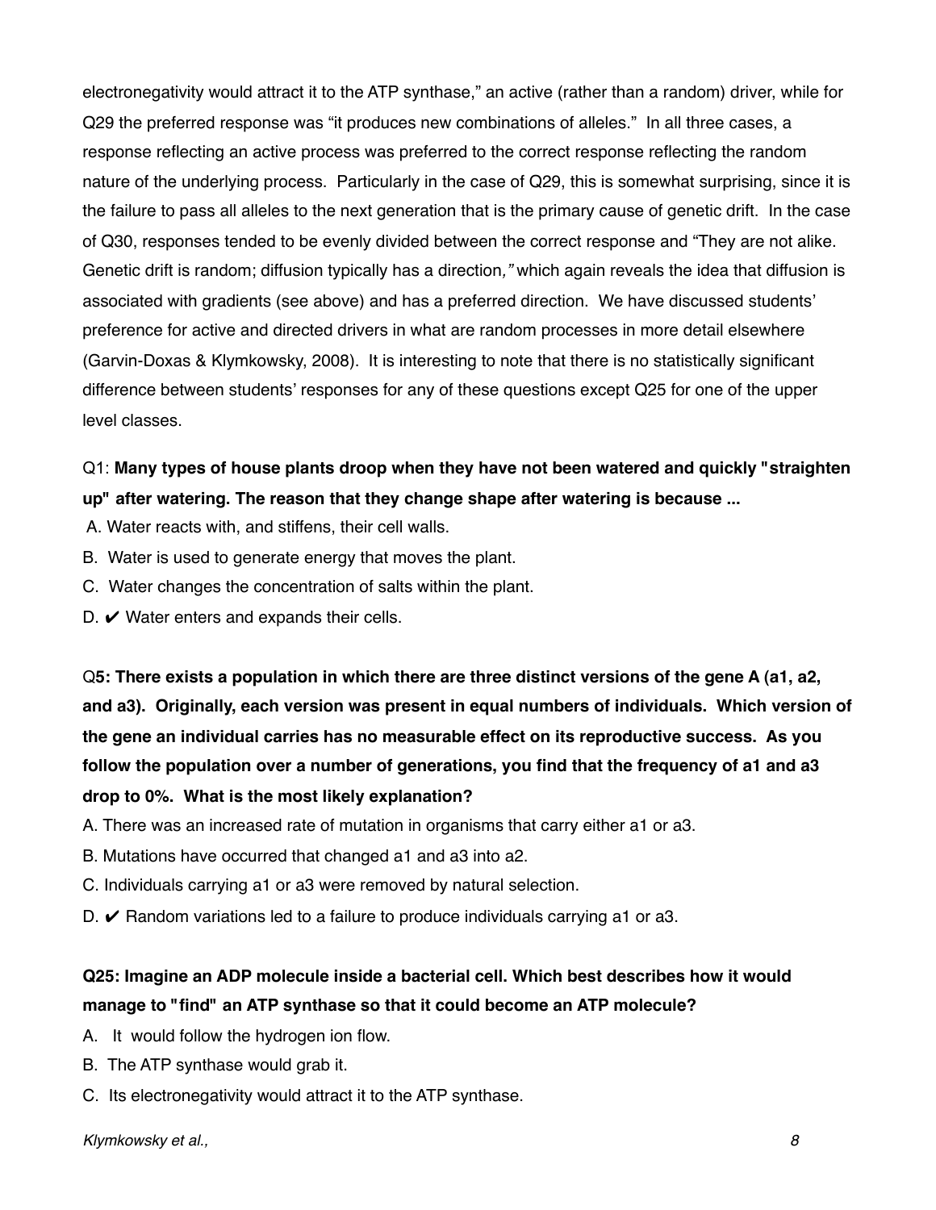electronegativity would attract it to the ATP synthase," an active (rather than a random) driver, while for Q29 the preferred response was "it produces new combinations of alleles." In all three cases, a response reflecting an active process was preferred to the correct response reflecting the random nature of the underlying process. Particularly in the case of Q29, this is somewhat surprising, since it is the failure to pass all alleles to the next generation that is the primary cause of genetic drift. In the case of Q30, responses tended to be evenly divided between the correct response and "They are not alike. Genetic drift is random; diffusion typically has a direction*,"* which again reveals the idea that diffusion is associated with gradients (see above) and has a preferred direction. We have discussed students' preference for active and directed drivers in what are random processes in more detail elsewhere (Garvin-Doxas & Klymkowsky, 2008). It is interesting to note that there is no statistically significant difference between students' responses for any of these questions except Q25 for one of the upper level classes.

Q1: **Many types of house plants droop when they have not been watered and quickly "straighten up" after watering. The reason that they change shape after watering is because ...**

A. Water reacts with, and stiffens, their cell walls.
B. Water is used to generate energy that moves the plant.
C. Water changes the concentration of salts within the plant.
D. ✔ Water enters and expands their cells.

Q**5: There exists a population in which there are three distinct versions of the gene A (a1, a2, and a3). Originally, each version was present in equal numbers of individuals. Which version of the gene an individual carries has no measurable effect on its reproductive success. As you follow the population over a number of generations, you find that the frequency of a1 and a3 drop to 0%. What is the most likely explanation?**

A. There was an increased rate of mutation in organisms that carry either a1 or a3.
B. Mutations have occurred that changed a1 and a3 into a2.
C. Individuals carrying a1 or a3 were removed by natural selection.
D. ✔ Random variations led to a failure to produce individuals carrying a1 or a3.

**Q25: Imagine an ADP molecule inside a bacterial cell. Which best describes how it would manage to "find" an ATP synthase so that it could become an ATP molecule?**

A. It would follow the hydrogen ion flow.
B. The ATP synthase would grab it.
C. Its electronegativity would attract it to the ATP synthase.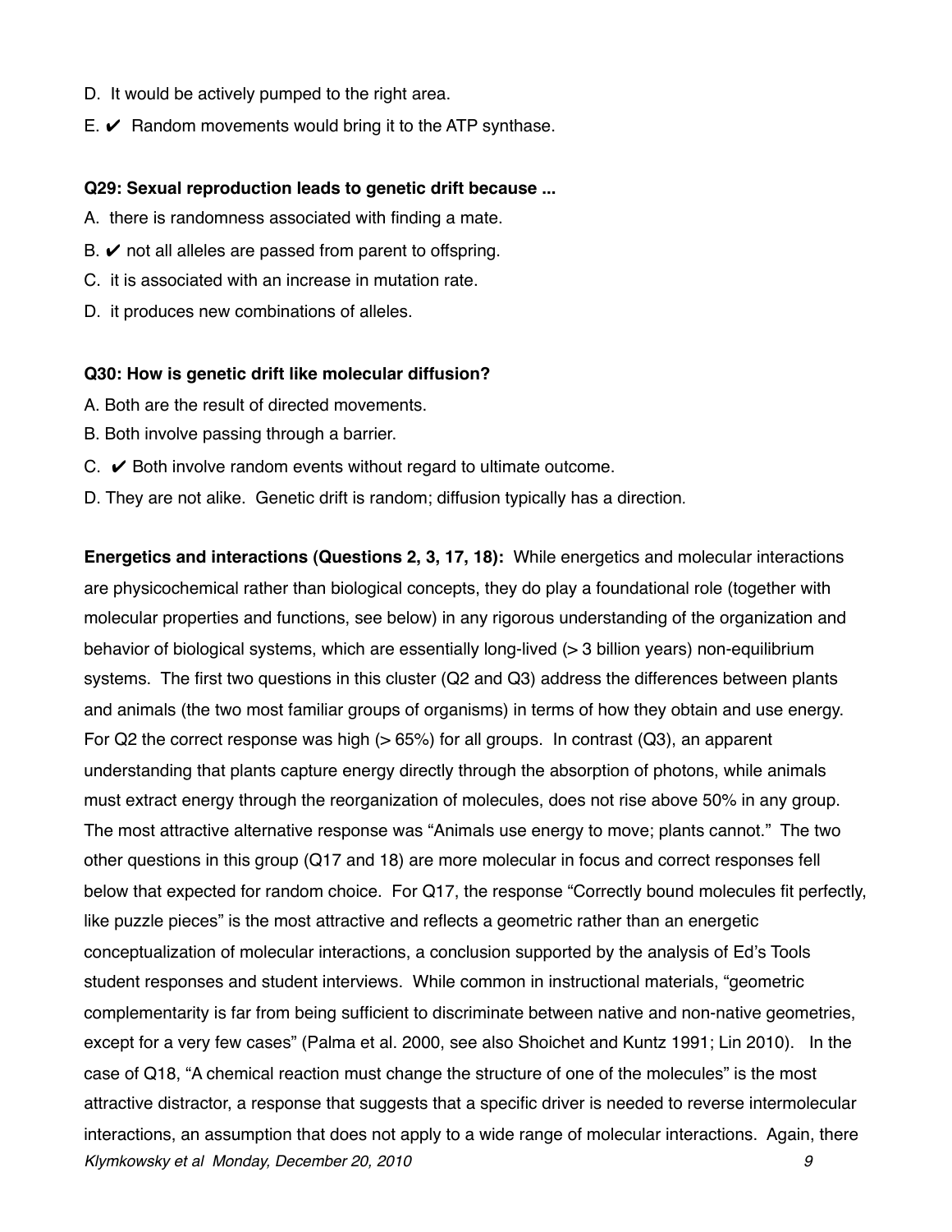D.  It would be actively pumped to the right area.

E. ✔  Random movements would bring it to the ATP synthase.

**Q29: Sexual reproduction leads to genetic drift because ...**

A.  there is randomness associated with finding a mate.

B. ✔ not all alleles are passed from parent to offspring.

C.  it is associated with an increase in mutation rate.

D.  it produces new combinations of alleles.

**Q30: How is genetic drift like molecular diffusion?**

A. Both are the result of directed movements.

B. Both involve passing through a barrier.

C.  ✔ Both involve random events without regard to ultimate outcome.

D. They are not alike.  Genetic drift is random; diffusion typically has a direction.

**Energetics and interactions (Questions 2, 3, 17, 18):**  While energetics and molecular interactions are physicochemical rather than biological concepts, they do play a foundational role (together with molecular properties and functions, see below) in any rigorous understanding of the organization and behavior of biological systems, which are essentially long-lived (> 3 billion years) non-equilibrium systems.  The first two questions in this cluster (Q2 and Q3) address the differences between plants and animals (the two most familiar groups of organisms) in terms of how they obtain and use energy.  For Q2 the correct response was high (> 65%) for all groups.  In contrast (Q3), an apparent understanding that plants capture energy directly through the absorption of photons, while animals must extract energy through the reorganization of molecules, does not rise above 50% in any group.  The most attractive alternative response was "Animals use energy to move; plants cannot."  The two other questions in this group (Q17 and 18) are more molecular in focus and correct responses fell below that expected for random choice.  For Q17, the response "Correctly bound molecules fit perfectly, like puzzle pieces" is the most attractive and reflects a geometric rather than an energetic conceptualization of molecular interactions, a conclusion supported by the analysis of Ed's Tools student responses and student interviews.  While common in instructional materials, "geometric complementarity is far from being sufficient to discriminate between native and non-native geometries, except for a very few cases" (Palma et al. 2000, see also Shoichet and Kuntz 1991; Lin 2010).   In the case of Q18, "A chemical reaction must change the structure of one of the molecules" is the most attractive distractor, a response that suggests that a specific driver is needed to reverse intermolecular interactions, an assumption that does not apply to a wide range of molecular interactions.  Again, there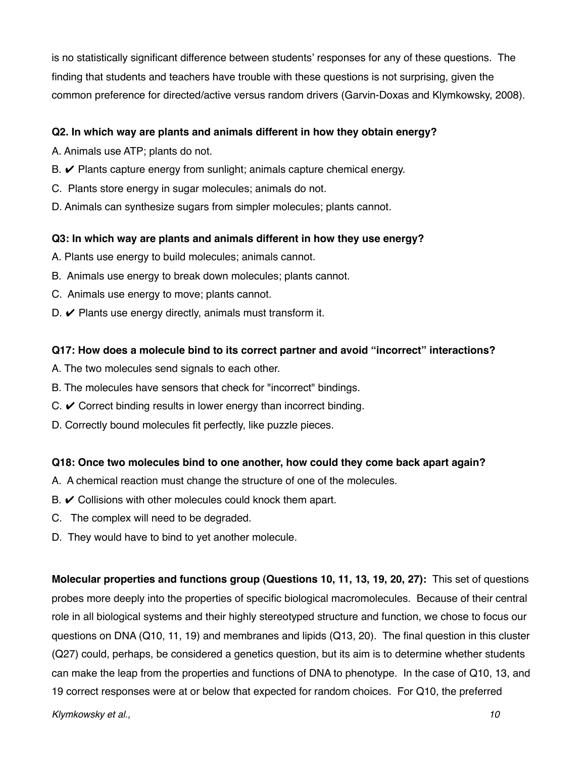is no statistically significant difference between students' responses for any of these questions. The finding that students and teachers have trouble with these questions is not surprising, given the common preference for directed/active versus random drivers (Garvin-Doxas and Klymkowsky, 2008).

**Q2. In which way are plants and animals different in how they obtain energy?**

A. Animals use ATP; plants do not.

B. ✔ Plants capture energy from sunlight; animals capture chemical energy.

C. Plants store energy in sugar molecules; animals do not.

D. Animals can synthesize sugars from simpler molecules; plants cannot.

**Q3: In which way are plants and animals different in how they use energy?**

A. Plants use energy to build molecules; animals cannot.

B. Animals use energy to break down molecules; plants cannot.

C. Animals use energy to move; plants cannot.

D. ✔ Plants use energy directly, animals must transform it.

**Q17: How does a molecule bind to its correct partner and avoid "incorrect" interactions?**

A. The two molecules send signals to each other.

B. The molecules have sensors that check for "incorrect" bindings.

C. ✔ Correct binding results in lower energy than incorrect binding.

D. Correctly bound molecules fit perfectly, like puzzle pieces.

**Q18: Once two molecules bind to one another, how could they come back apart again?**

A. A chemical reaction must change the structure of one of the molecules.

B. ✔ Collisions with other molecules could knock them apart.

C. The complex will need to be degraded.

D. They would have to bind to yet another molecule.

**Molecular properties and functions group (Questions 10, 11, 13, 19, 20, 27):** This set of questions probes more deeply into the properties of specific biological macromolecules. Because of their central role in all biological systems and their highly stereotyped structure and function, we chose to focus our questions on DNA (Q10, 11, 19) and membranes and lipids (Q13, 20). The final question in this cluster (Q27) could, perhaps, be considered a genetics question, but its aim is to determine whether students can make the leap from the properties and functions of DNA to phenotype. In the case of Q10, 13, and 19 correct responses were at or below that expected for random choices. For Q10, the preferred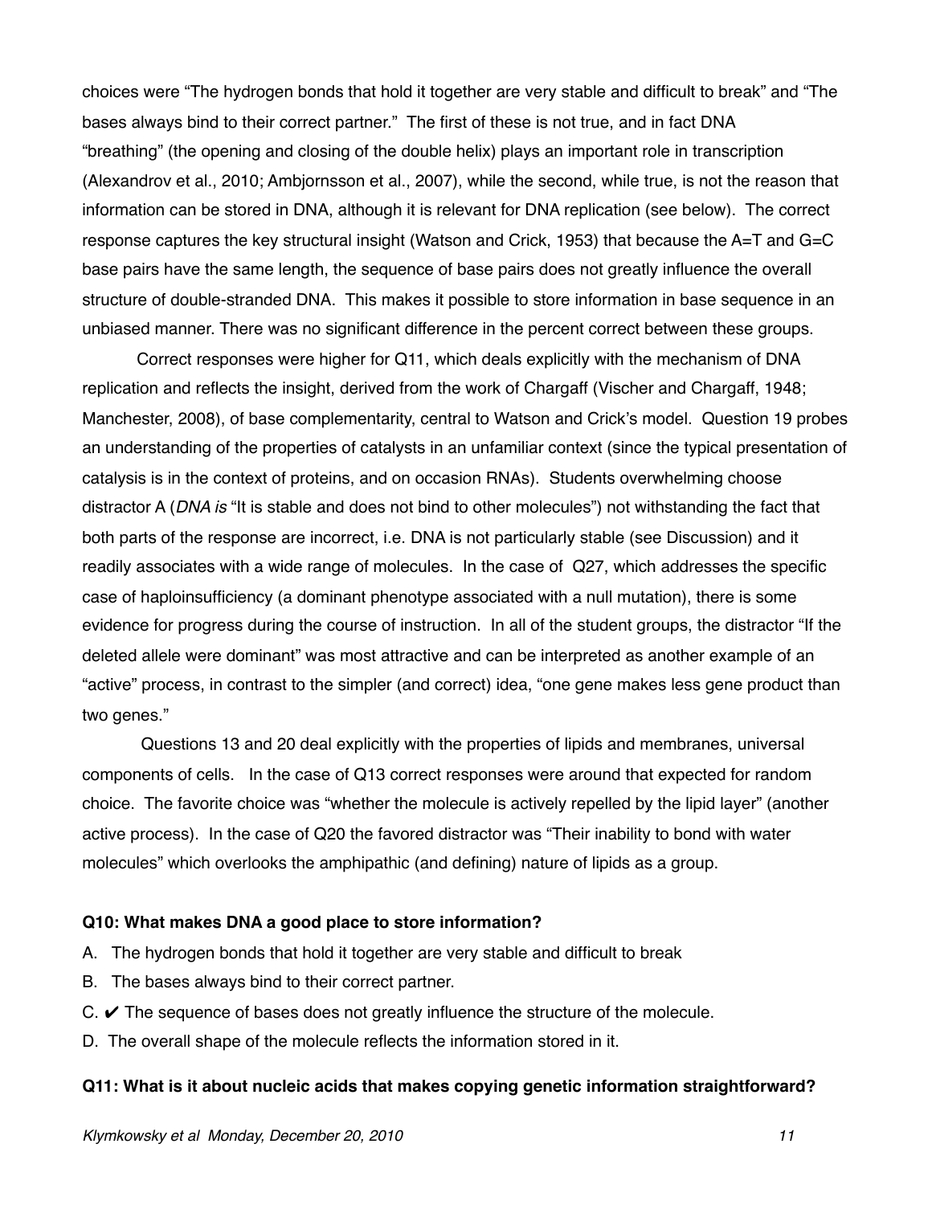choices were “The hydrogen bonds that hold it together are very stable and difficult to break” and “The bases always bind to their correct partner.” The first of these is not true, and in fact DNA “breathing” (the opening and closing of the double helix) plays an important role in transcription (Alexandrov et al., 2010; Ambjornsson et al., 2007), while the second, while true, is not the reason that information can be stored in DNA, although it is relevant for DNA replication (see below). The correct response captures the key structural insight (Watson and Crick, 1953) that because the A=T and G=C base pairs have the same length, the sequence of base pairs does not greatly influence the overall structure of double-stranded DNA. This makes it possible to store information in base sequence in an unbiased manner. There was no significant difference in the percent correct between these groups.

Correct responses were higher for Q11, which deals explicitly with the mechanism of DNA replication and reflects the insight, derived from the work of Chargaff (Vischer and Chargaff, 1948; Manchester, 2008), of base complementarity, central to Watson and Crick’s model. Question 19 probes an understanding of the properties of catalysts in an unfamiliar context (since the typical presentation of catalysis is in the context of proteins, and on occasion RNAs). Students overwhelming choose distractor A (*DNA is* “It is stable and does not bind to other molecules”) not withstanding the fact that both parts of the response are incorrect, i.e. DNA is not particularly stable (see Discussion) and it readily associates with a wide range of molecules. In the case of Q27, which addresses the specific case of haploinsufficiency (a dominant phenotype associated with a null mutation), there is some evidence for progress during the course of instruction. In all of the student groups, the distractor “If the deleted allele were dominant” was most attractive and can be interpreted as another example of an “active” process, in contrast to the simpler (and correct) idea, “one gene makes less gene product than two genes.”

Questions 13 and 20 deal explicitly with the properties of lipids and membranes, universal components of cells. In the case of Q13 correct responses were around that expected for random choice. The favorite choice was “whether the molecule is actively repelled by the lipid layer” (another active process). In the case of Q20 the favored distractor was “Their inability to bond with water molecules” which overlooks the amphipathic (and defining) nature of lipids as a group.

**Q10: What makes DNA a good place to store information?**

A. The hydrogen bonds that hold it together are very stable and difficult to break

B. The bases always bind to their correct partner.

C. ✔ The sequence of bases does not greatly influence the structure of the molecule.

D. The overall shape of the molecule reflects the information stored in it.

**Q11: What is it about nucleic acids that makes copying genetic information straightforward?**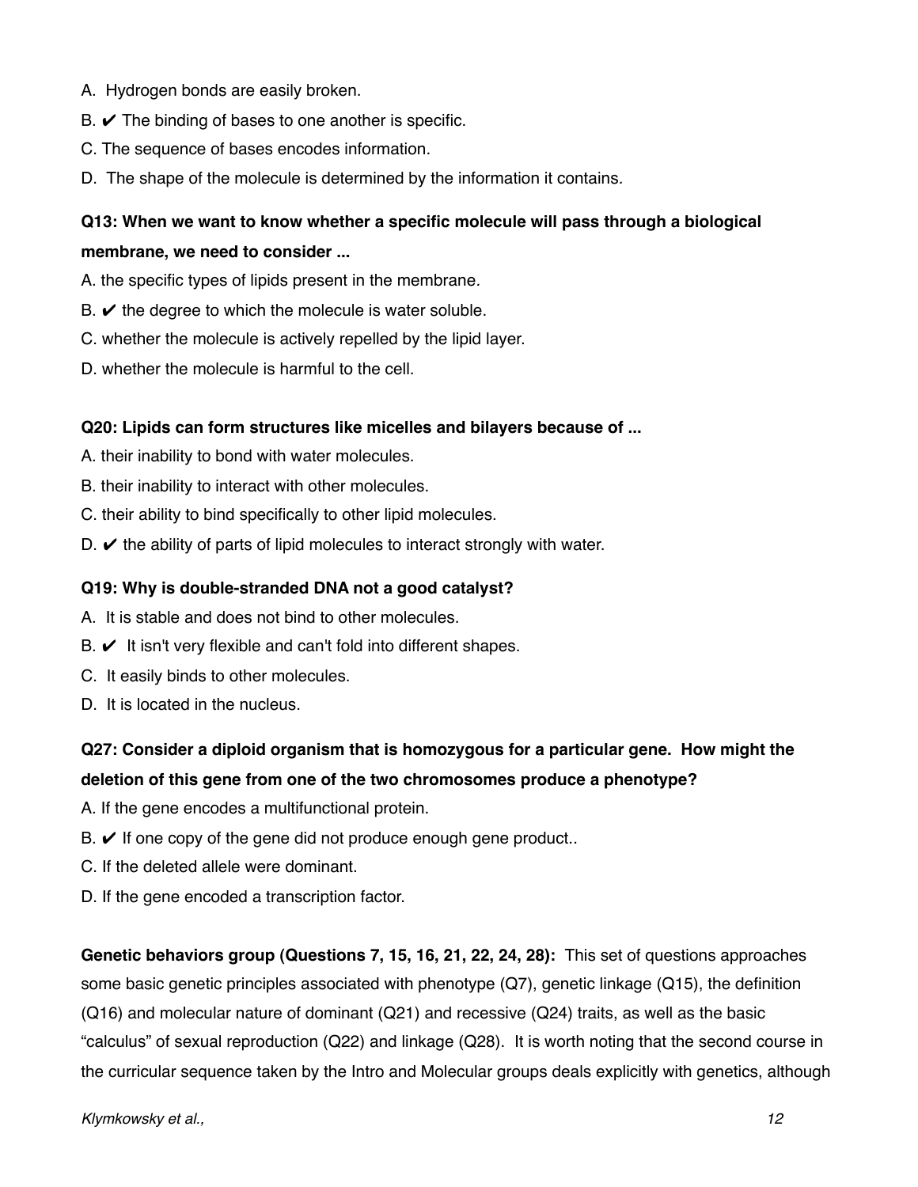A. Hydrogen bonds are easily broken.

B. ✔ The binding of bases to one another is specific.

C. The sequence of bases encodes information.

D. The shape of the molecule is determined by the information it contains.

**Q13: When we want to know whether a specific molecule will pass through a biological membrane, we need to consider ...**

A. the specific types of lipids present in the membrane.

B. ✔ the degree to which the molecule is water soluble.

C. whether the molecule is actively repelled by the lipid layer.

D. whether the molecule is harmful to the cell.

**Q20: Lipids can form structures like micelles and bilayers because of ...**

A. their inability to bond with water molecules.

B. their inability to interact with other molecules.

C. their ability to bind specifically to other lipid molecules.

D. ✔ the ability of parts of lipid molecules to interact strongly with water.

**Q19: Why is double-stranded DNA not a good catalyst?**

A. It is stable and does not bind to other molecules.

B. ✔ It isn't very flexible and can't fold into different shapes.

C. It easily binds to other molecules.

D. It is located in the nucleus.

**Q27: Consider a diploid organism that is homozygous for a particular gene. How might the deletion of this gene from one of the two chromosomes produce a phenotype?**

A. If the gene encodes a multifunctional protein.

B. ✔ If one copy of the gene did not produce enough gene product..

C. If the deleted allele were dominant.

D. If the gene encoded a transcription factor.

**Genetic behaviors group (Questions 7, 15, 16, 21, 22, 24, 28):** This set of questions approaches some basic genetic principles associated with phenotype (Q7), genetic linkage (Q15), the definition (Q16) and molecular nature of dominant (Q21) and recessive (Q24) traits, as well as the basic "calculus" of sexual reproduction (Q22) and linkage (Q28). It is worth noting that the second course in the curricular sequence taken by the Intro and Molecular groups deals explicitly with genetics, although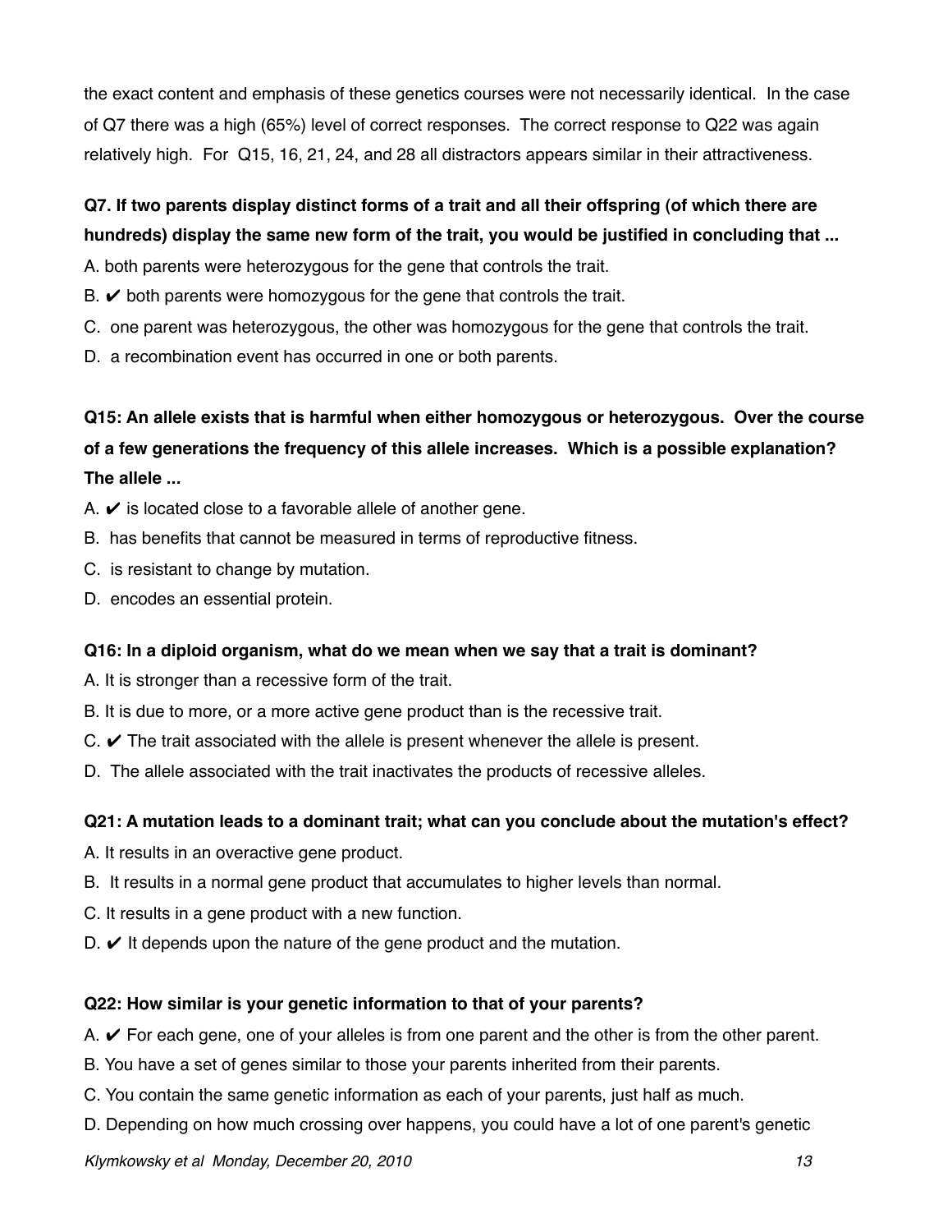the exact content and emphasis of these genetics courses were not necessarily identical. In the case of Q7 there was a high (65%) level of correct responses. The correct response to Q22 was again relatively high. For Q15, 16, 21, 24, and 28 all distractors appears similar in their attractiveness.

**Q7. If two parents display distinct forms of a trait and all their offspring (of which there are hundreds) display the same new form of the trait, you would be justified in concluding that ...**

A. both parents were heterozygous for the gene that controls the trait.
B. ✔ both parents were homozygous for the gene that controls the trait.
C. one parent was heterozygous, the other was homozygous for the gene that controls the trait.
D. a recombination event has occurred in one or both parents.

**Q15: An allele exists that is harmful when either homozygous or heterozygous. Over the course of a few generations the frequency of this allele increases. Which is a possible explanation? The allele ...**

A. ✔ is located close to a favorable allele of another gene.
B. has benefits that cannot be measured in terms of reproductive fitness.
C. is resistant to change by mutation.
D. encodes an essential protein.

**Q16: In a diploid organism, what do we mean when we say that a trait is dominant?**

A. It is stronger than a recessive form of the trait.
B. It is due to more, or a more active gene product than is the recessive trait.
C. ✔ The trait associated with the allele is present whenever the allele is present.
D. The allele associated with the trait inactivates the products of recessive alleles.

**Q21: A mutation leads to a dominant trait; what can you conclude about the mutation's effect?**

A. It results in an overactive gene product.
B. It results in a normal gene product that accumulates to higher levels than normal.
C. It results in a gene product with a new function.
D. ✔ It depends upon the nature of the gene product and the mutation.

**Q22: How similar is your genetic information to that of your parents?**

A. ✔ For each gene, one of your alleles is from one parent and the other is from the other parent.
B. You have a set of genes similar to those your parents inherited from their parents.
C. You contain the same genetic information as each of your parents, just half as much.
D. Depending on how much crossing over happens, you could have a lot of one parent's genetic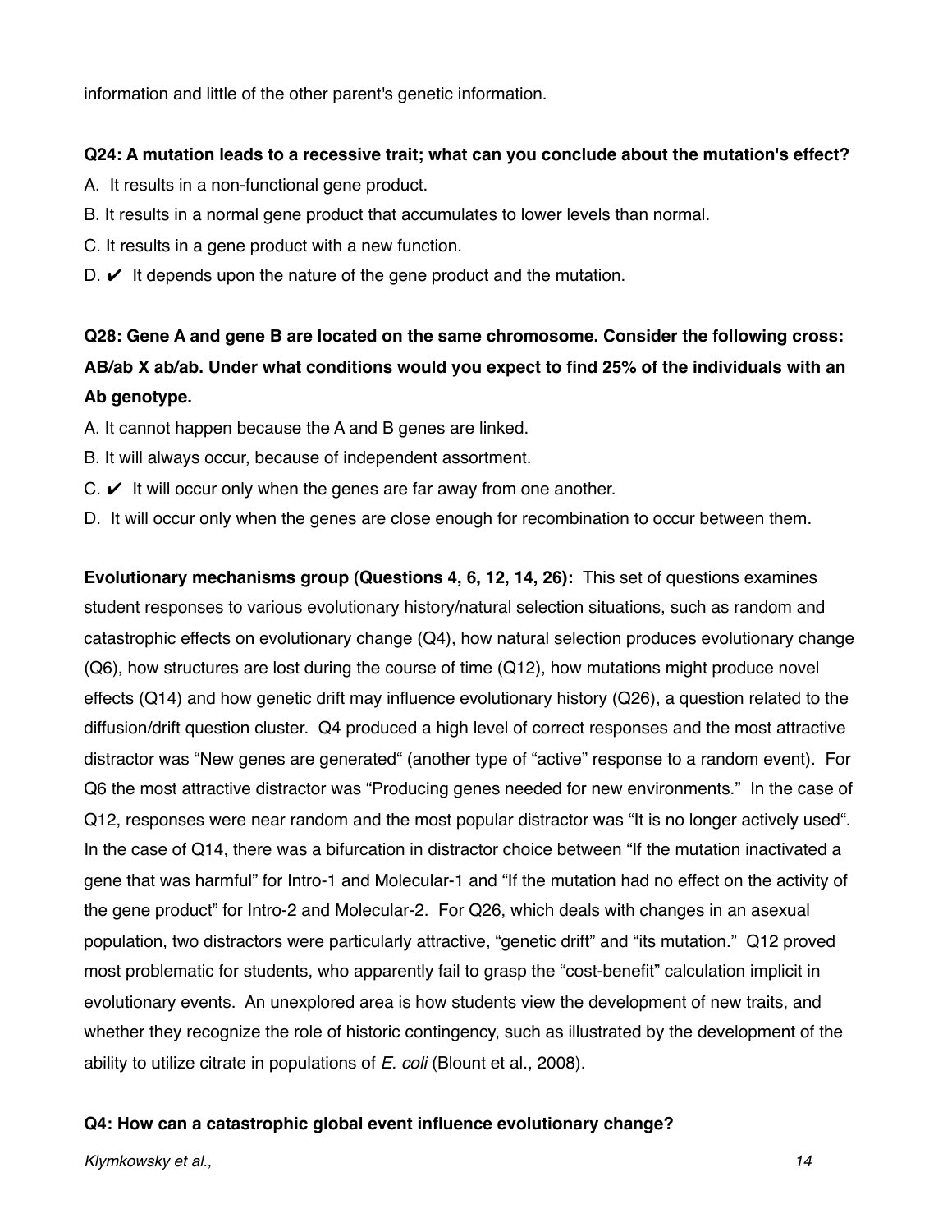information and little of the other parent's genetic information.

**Q24: A mutation leads to a recessive trait; what can you conclude about the mutation's effect?**

A. It results in a non-functional gene product.

B. It results in a normal gene product that accumulates to lower levels than normal.

C. It results in a gene product with a new function.

D. ✔ It depends upon the nature of the gene product and the mutation.

**Q28: Gene A and gene B are located on the same chromosome. Consider the following cross: AB/ab X ab/ab. Under what conditions would you expect to find 25% of the individuals with an Ab genotype.**

A. It cannot happen because the A and B genes are linked.

B. It will always occur, because of independent assortment.

C. ✔ It will occur only when the genes are far away from one another.

D. It will occur only when the genes are close enough for recombination to occur between them.

**Evolutionary mechanisms group (Questions 4, 6, 12, 14, 26):** This set of questions examines student responses to various evolutionary history/natural selection situations, such as random and catastrophic effects on evolutionary change (Q4), how natural selection produces evolutionary change (Q6), how structures are lost during the course of time (Q12), how mutations might produce novel effects (Q14) and how genetic drift may influence evolutionary history (Q26), a question related to the diffusion/drift question cluster. Q4 produced a high level of correct responses and the most attractive distractor was "New genes are generated" (another type of "active" response to a random event). For Q6 the most attractive distractor was "Producing genes needed for new environments." In the case of Q12, responses were near random and the most popular distractor was "It is no longer actively used". In the case of Q14, there was a bifurcation in distractor choice between "If the mutation inactivated a gene that was harmful" for Intro-1 and Molecular-1 and "If the mutation had no effect on the activity of the gene product" for Intro-2 and Molecular-2. For Q26, which deals with changes in an asexual population, two distractors were particularly attractive, "genetic drift" and "its mutation." Q12 proved most problematic for students, who apparently fail to grasp the "cost-benefit" calculation implicit in evolutionary events. An unexplored area is how students view the development of new traits, and whether they recognize the role of historic contingency, such as illustrated by the development of the ability to utilize citrate in populations of *E. coli* (Blount et al., 2008).

**Q4: How can a catastrophic global event influence evolutionary change?**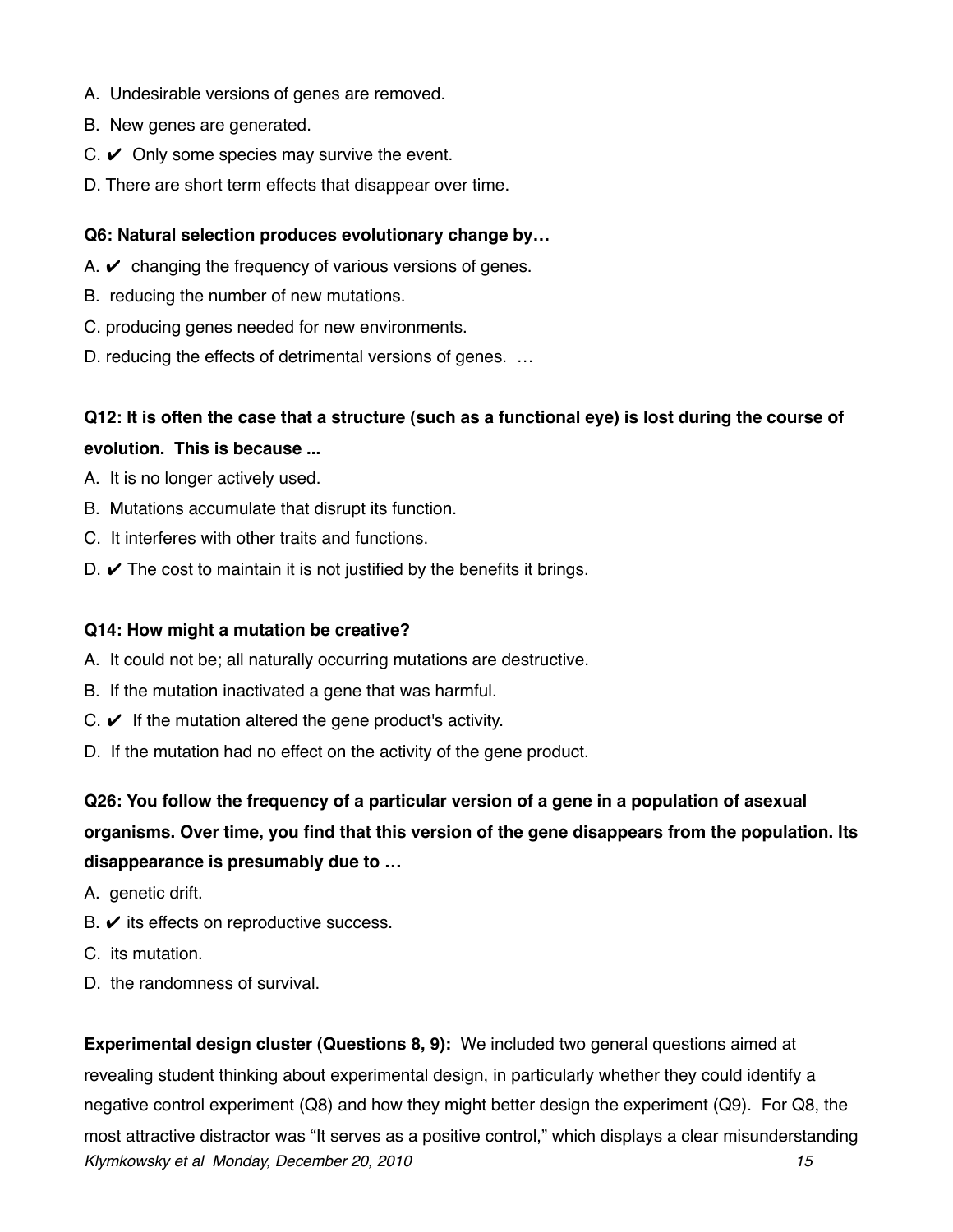A. Undesirable versions of genes are removed.

B. New genes are generated.

C. ✔ Only some species may survive the event.

D. There are short term effects that disappear over time.

**Q6: Natural selection produces evolutionary change by…**

A. ✔ changing the frequency of various versions of genes.

B. reducing the number of new mutations.

C. producing genes needed for new environments.

D. reducing the effects of detrimental versions of genes. …

**Q12: It is often the case that a structure (such as a functional eye) is lost during the course of evolution. This is because ...**

A. It is no longer actively used.

B. Mutations accumulate that disrupt its function.

C. It interferes with other traits and functions.

D. ✔ The cost to maintain it is not justified by the benefits it brings.

**Q14: How might a mutation be creative?**

A. It could not be; all naturally occurring mutations are destructive.

B. If the mutation inactivated a gene that was harmful.

C. ✔ If the mutation altered the gene product's activity.

D. If the mutation had no effect on the activity of the gene product.

**Q26: You follow the frequency of a particular version of a gene in a population of asexual organisms. Over time, you find that this version of the gene disappears from the population. Its disappearance is presumably due to …**

A. genetic drift.

B. ✔ its effects on reproductive success.

C. its mutation.

D. the randomness of survival.

**Experimental design cluster (Questions 8, 9):** We included two general questions aimed at revealing student thinking about experimental design, in particularly whether they could identify a negative control experiment (Q8) and how they might better design the experiment (Q9). For Q8, the most attractive distractor was "It serves as a positive control," which displays a clear misunderstanding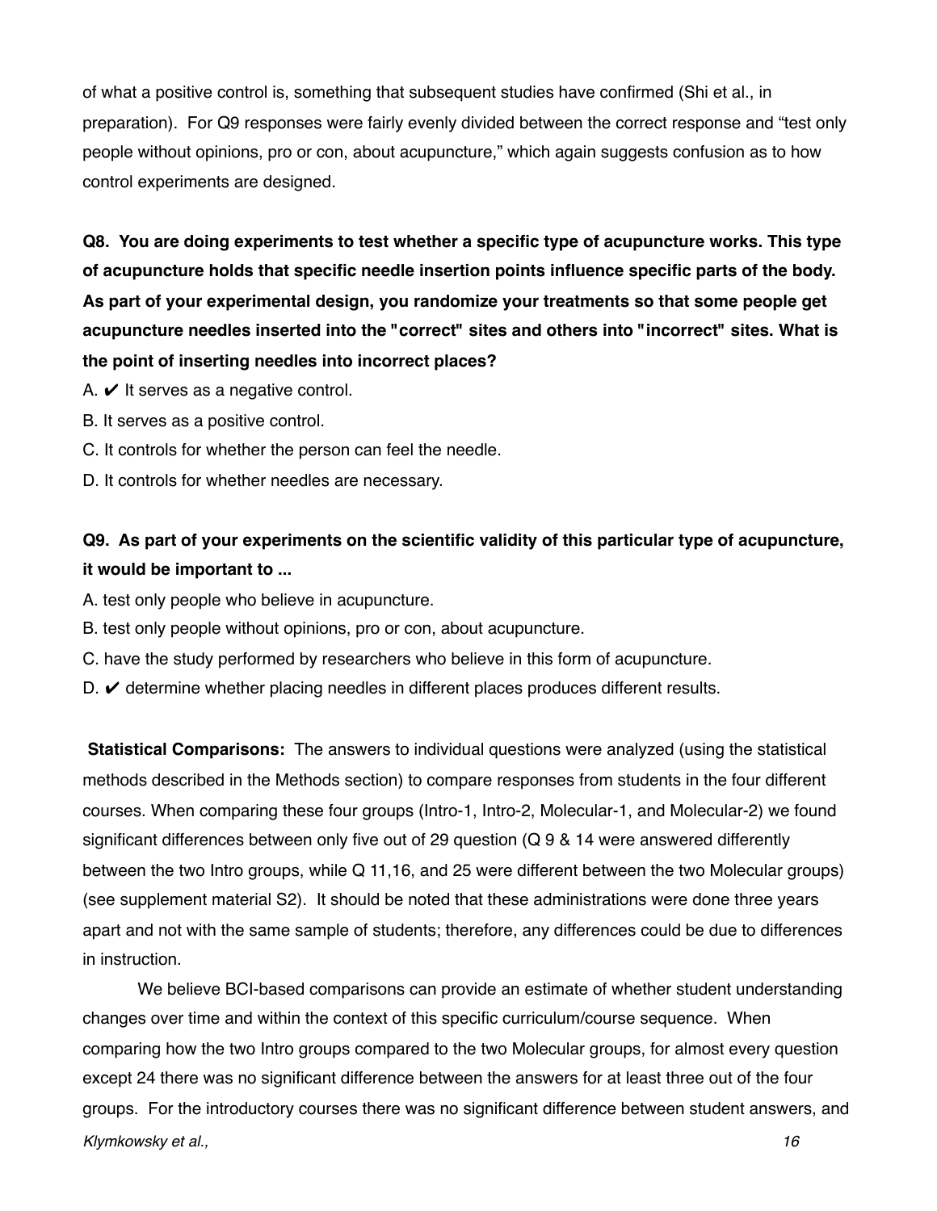of what a positive control is, something that subsequent studies have confirmed (Shi et al., in preparation). For Q9 responses were fairly evenly divided between the correct response and "test only people without opinions, pro or con, about acupuncture," which again suggests confusion as to how control experiments are designed.

**Q8. You are doing experiments to test whether a specific type of acupuncture works. This type of acupuncture holds that specific needle insertion points influence specific parts of the body. As part of your experimental design, you randomize your treatments so that some people get acupuncture needles inserted into the "correct" sites and others into "incorrect" sites. What is the point of inserting needles into incorrect places?**

A. ✔ It serves as a negative control.

B. It serves as a positive control.

C. It controls for whether the person can feel the needle.

D. It controls for whether needles are necessary.

**Q9. As part of your experiments on the scientific validity of this particular type of acupuncture, it would be important to ...**

A. test only people who believe in acupuncture.

B. test only people without opinions, pro or con, about acupuncture.

C. have the study performed by researchers who believe in this form of acupuncture.

D. ✔ determine whether placing needles in different places produces different results.

**Statistical Comparisons:** The answers to individual questions were analyzed (using the statistical methods described in the Methods section) to compare responses from students in the four different courses. When comparing these four groups (Intro-1, Intro-2, Molecular-1, and Molecular-2) we found significant differences between only five out of 29 question (Q 9 & 14 were answered differently between the two Intro groups, while Q 11,16, and 25 were different between the two Molecular groups) (see supplement material S2). It should be noted that these administrations were done three years apart and not with the same sample of students; therefore, any differences could be due to differences in instruction.

We believe BCI-based comparisons can provide an estimate of whether student understanding changes over time and within the context of this specific curriculum/course sequence. When comparing how the two Intro groups compared to the two Molecular groups, for almost every question except 24 there was no significant difference between the answers for at least three out of the four groups. For the introductory courses there was no significant difference between student answers, and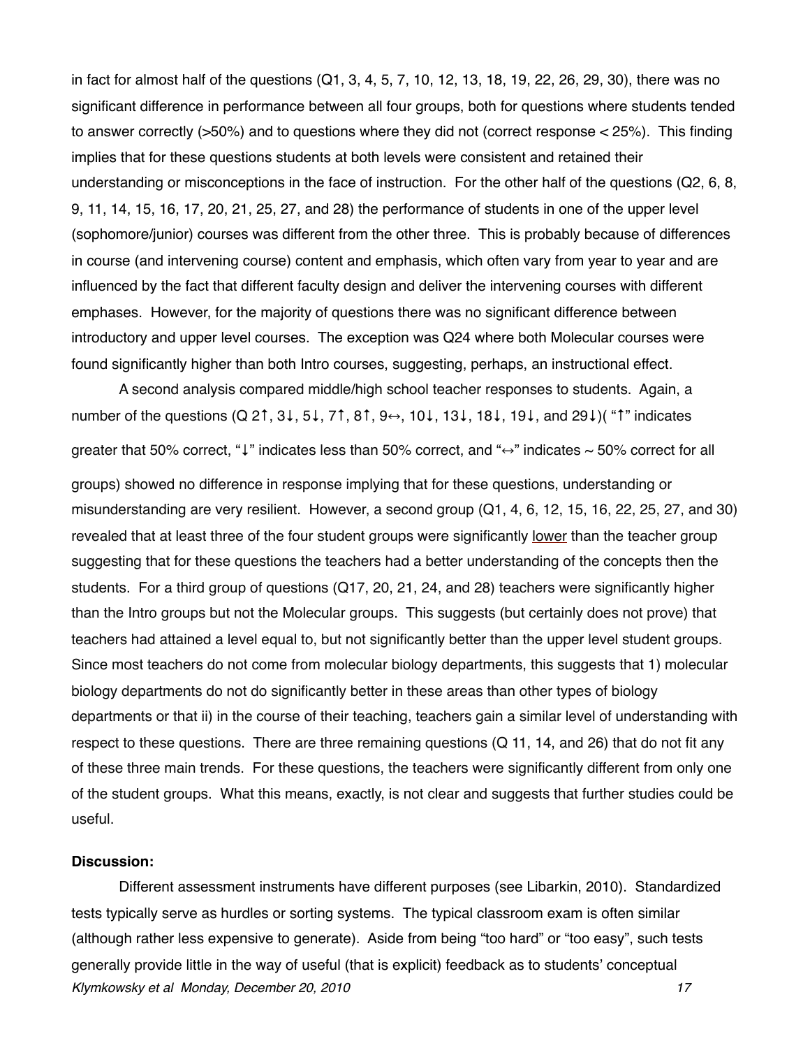in fact for almost half of the questions (Q1, 3, 4, 5, 7, 10, 12, 13, 18, 19, 22, 26, 29, 30), there was no significant difference in performance between all four groups, both for questions where students tended to answer correctly (>50%) and to questions where they did not (correct response < 25%). This finding implies that for these questions students at both levels were consistent and retained their understanding or misconceptions in the face of instruction. For the other half of the questions (Q2, 6, 8, 9, 11, 14, 15, 16, 17, 20, 21, 25, 27, and 28) the performance of students in one of the upper level (sophomore/junior) courses was different from the other three. This is probably because of differences in course (and intervening course) content and emphasis, which often vary from year to year and are influenced by the fact that different faculty design and deliver the intervening courses with different emphases. However, for the majority of questions there was no significant difference between introductory and upper level courses. The exception was Q24 where both Molecular courses were found significantly higher than both Intro courses, suggesting, perhaps, an instructional effect.

A second analysis compared middle/high school teacher responses to students. Again, a number of the questions (Q 2↑, 3↓, 5↓, 7↑, 8↑, 9↔, 10↓, 13↓, 18↓, 19↓, and 29↓)( "↑" indicates greater that 50% correct, "↓" indicates less than 50% correct, and "↔" indicates ~ 50% correct for all groups) showed no difference in response implying that for these questions, understanding or misunderstanding are very resilient. However, a second group (Q1, 4, 6, 12, 15, 16, 22, 25, 27, and 30) revealed that at least three of the four student groups were significantly <u>lower</u> than the teacher group suggesting that for these questions the teachers had a better understanding of the concepts then the students. For a third group of questions (Q17, 20, 21, 24, and 28) teachers were significantly higher than the Intro groups but not the Molecular groups. This suggests (but certainly does not prove) that teachers had attained a level equal to, but not significantly better than the upper level student groups. Since most teachers do not come from molecular biology departments, this suggests that 1) molecular biology departments do not do significantly better in these areas than other types of biology departments or that ii) in the course of their teaching, teachers gain a similar level of understanding with respect to these questions. There are three remaining questions (Q 11, 14, and 26) that do not fit any of these three main trends. For these questions, the teachers were significantly different from only one of the student groups. What this means, exactly, is not clear and suggests that further studies could be useful.

**Discussion:**

Different assessment instruments have different purposes (see Libarkin, 2010). Standardized tests typically serve as hurdles or sorting systems. The typical classroom exam is often similar (although rather less expensive to generate). Aside from being "too hard" or "too easy", such tests generally provide little in the way of useful (that is explicit) feedback as to students' conceptual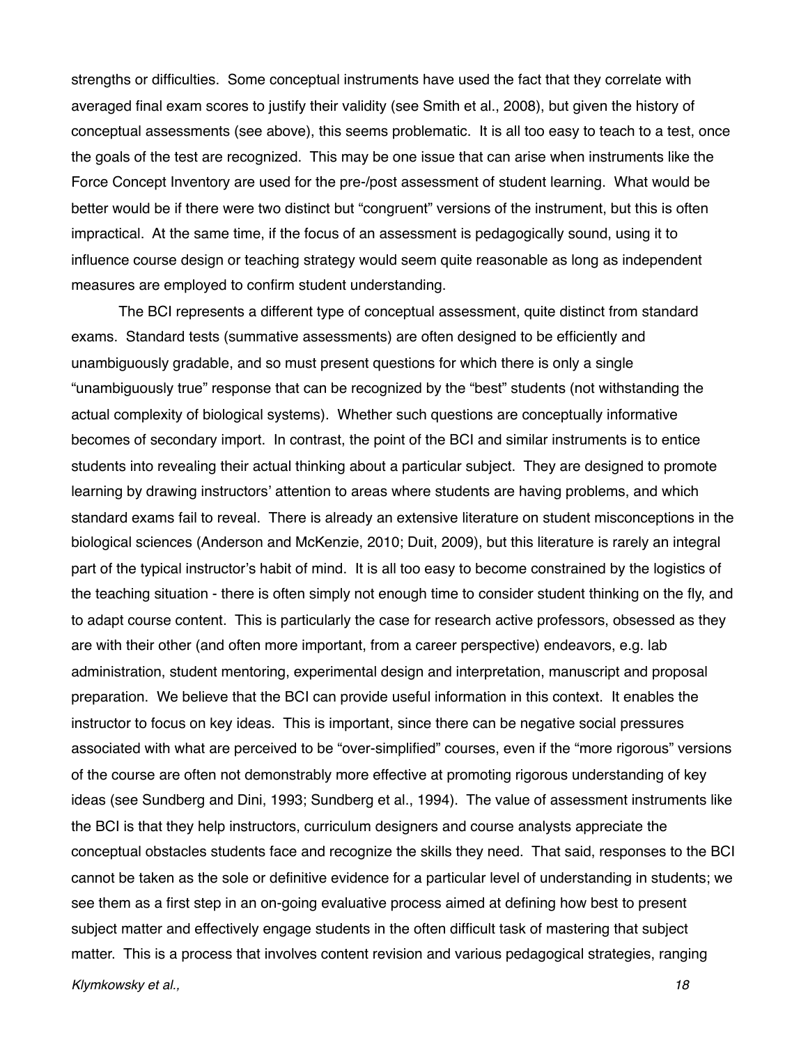strengths or difficulties. Some conceptual instruments have used the fact that they correlate with averaged final exam scores to justify their validity (see Smith et al., 2008), but given the history of conceptual assessments (see above), this seems problematic. It is all too easy to teach to a test, once the goals of the test are recognized. This may be one issue that can arise when instruments like the Force Concept Inventory are used for the pre-/post assessment of student learning. What would be better would be if there were two distinct but "congruent" versions of the instrument, but this is often impractical. At the same time, if the focus of an assessment is pedagogically sound, using it to influence course design or teaching strategy would seem quite reasonable as long as independent measures are employed to confirm student understanding.

The BCI represents a different type of conceptual assessment, quite distinct from standard exams. Standard tests (summative assessments) are often designed to be efficiently and unambiguously gradable, and so must present questions for which there is only a single "unambiguously true" response that can be recognized by the "best" students (not withstanding the actual complexity of biological systems). Whether such questions are conceptually informative becomes of secondary import. In contrast, the point of the BCI and similar instruments is to entice students into revealing their actual thinking about a particular subject. They are designed to promote learning by drawing instructors' attention to areas where students are having problems, and which standard exams fail to reveal. There is already an extensive literature on student misconceptions in the biological sciences (Anderson and McKenzie, 2010; Duit, 2009), but this literature is rarely an integral part of the typical instructor's habit of mind. It is all too easy to become constrained by the logistics of the teaching situation - there is often simply not enough time to consider student thinking on the fly, and to adapt course content. This is particularly the case for research active professors, obsessed as they are with their other (and often more important, from a career perspective) endeavors, e.g. lab administration, student mentoring, experimental design and interpretation, manuscript and proposal preparation. We believe that the BCI can provide useful information in this context. It enables the instructor to focus on key ideas. This is important, since there can be negative social pressures associated with what are perceived to be "over-simplified" courses, even if the "more rigorous" versions of the course are often not demonstrably more effective at promoting rigorous understanding of key ideas (see Sundberg and Dini, 1993; Sundberg et al., 1994). The value of assessment instruments like the BCI is that they help instructors, curriculum designers and course analysts appreciate the conceptual obstacles students face and recognize the skills they need. That said, responses to the BCI cannot be taken as the sole or definitive evidence for a particular level of understanding in students; we see them as a first step in an on-going evaluative process aimed at defining how best to present subject matter and effectively engage students in the often difficult task of mastering that subject matter. This is a process that involves content revision and various pedagogical strategies, ranging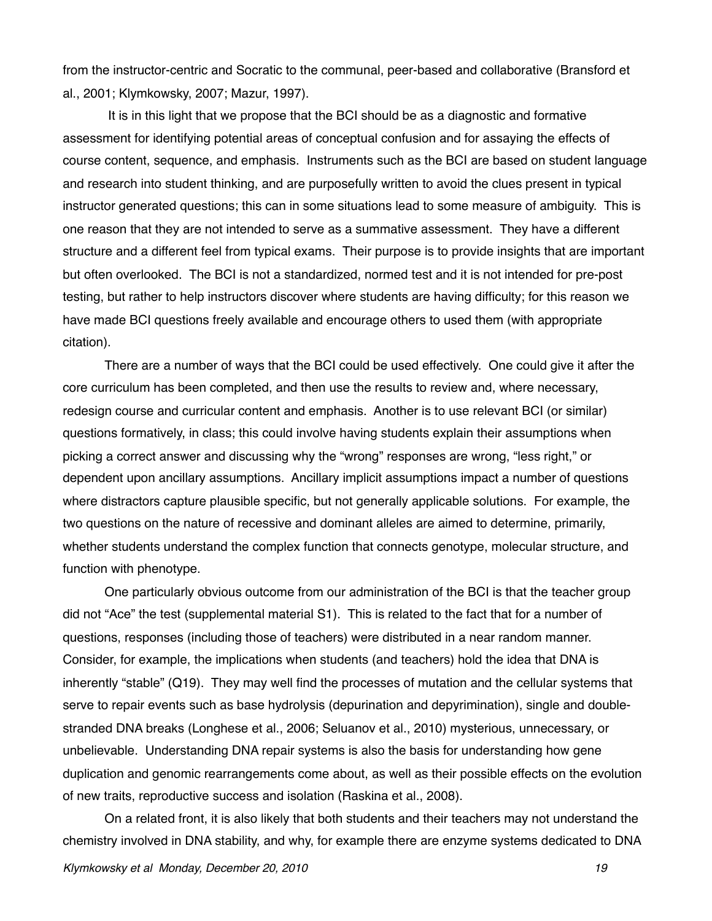from the instructor-centric and Socratic to the communal, peer-based and collaborative (Bransford et al., 2001; Klymkowsky, 2007; Mazur, 1997).

It is in this light that we propose that the BCI should be as a diagnostic and formative assessment for identifying potential areas of conceptual confusion and for assaying the effects of course content, sequence, and emphasis. Instruments such as the BCI are based on student language and research into student thinking, and are purposefully written to avoid the clues present in typical instructor generated questions; this can in some situations lead to some measure of ambiguity. This is one reason that they are not intended to serve as a summative assessment. They have a different structure and a different feel from typical exams. Their purpose is to provide insights that are important but often overlooked. The BCI is not a standardized, normed test and it is not intended for pre-post testing, but rather to help instructors discover where students are having difficulty; for this reason we have made BCI questions freely available and encourage others to used them (with appropriate citation).

There are a number of ways that the BCI could be used effectively. One could give it after the core curriculum has been completed, and then use the results to review and, where necessary, redesign course and curricular content and emphasis. Another is to use relevant BCI (or similar) questions formatively, in class; this could involve having students explain their assumptions when picking a correct answer and discussing why the "wrong" responses are wrong, "less right," or dependent upon ancillary assumptions. Ancillary implicit assumptions impact a number of questions where distractors capture plausible specific, but not generally applicable solutions. For example, the two questions on the nature of recessive and dominant alleles are aimed to determine, primarily, whether students understand the complex function that connects genotype, molecular structure, and function with phenotype.

One particularly obvious outcome from our administration of the BCI is that the teacher group did not "Ace" the test (supplemental material S1). This is related to the fact that for a number of questions, responses (including those of teachers) were distributed in a near random manner. Consider, for example, the implications when students (and teachers) hold the idea that DNA is inherently "stable" (Q19). They may well find the processes of mutation and the cellular systems that serve to repair events such as base hydrolysis (depurination and depyrimination), single and double-stranded DNA breaks (Longhese et al., 2006; Seluanov et al., 2010) mysterious, unnecessary, or unbelievable. Understanding DNA repair systems is also the basis for understanding how gene duplication and genomic rearrangements come about, as well as their possible effects on the evolution of new traits, reproductive success and isolation (Raskina et al., 2008).

On a related front, it is also likely that both students and their teachers may not understand the chemistry involved in DNA stability, and why, for example there are enzyme systems dedicated to DNA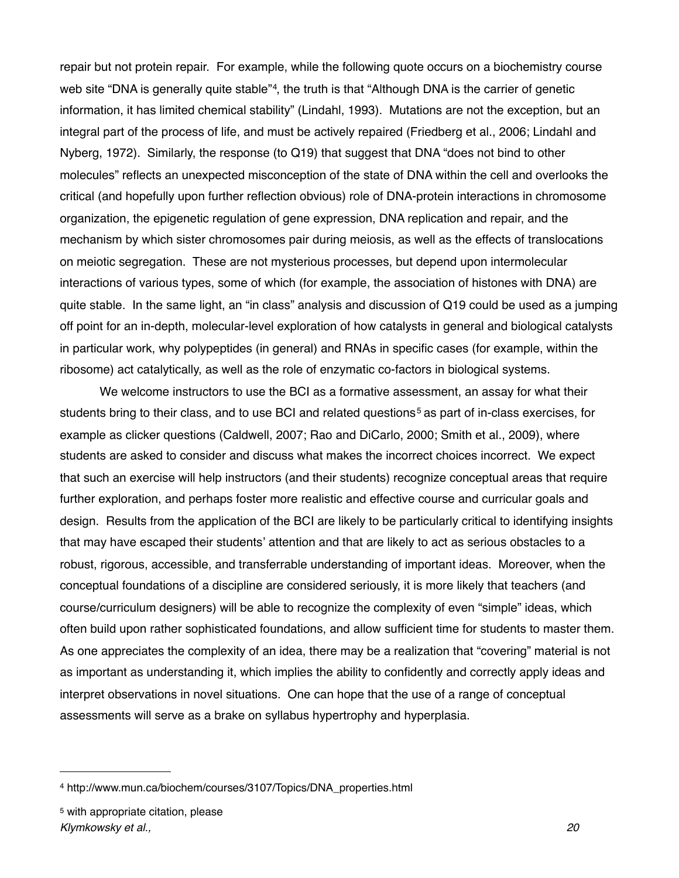repair but not protein repair. For example, while the following quote occurs on a biochemistry course web site "DNA is generally quite stable"[4], the truth is that "Although DNA is the carrier of genetic information, it has limited chemical stability" (Lindahl, 1993). Mutations are not the exception, but an integral part of the process of life, and must be actively repaired (Friedberg et al., 2006; Lindahl and Nyberg, 1972). Similarly, the response (to Q19) that suggest that DNA "does not bind to other molecules" reflects an unexpected misconception of the state of DNA within the cell and overlooks the critical (and hopefully upon further reflection obvious) role of DNA-protein interactions in chromosome organization, the epigenetic regulation of gene expression, DNA replication and repair, and the mechanism by which sister chromosomes pair during meiosis, as well as the effects of translocations on meiotic segregation. These are not mysterious processes, but depend upon intermolecular interactions of various types, some of which (for example, the association of histones with DNA) are quite stable. In the same light, an "in class" analysis and discussion of Q19 could be used as a jumping off point for an in-depth, molecular-level exploration of how catalysts in general and biological catalysts in particular work, why polypeptides (in general) and RNAs in specific cases (for example, within the ribosome) act catalytically, as well as the role of enzymatic co-factors in biological systems.

We welcome instructors to use the BCI as a formative assessment, an assay for what their students bring to their class, and to use BCI and related questions[5] as part of in-class exercises, for example as clicker questions (Caldwell, 2007; Rao and DiCarlo, 2000; Smith et al., 2009), where students are asked to consider and discuss what makes the incorrect choices incorrect. We expect that such an exercise will help instructors (and their students) recognize conceptual areas that require further exploration, and perhaps foster more realistic and effective course and curricular goals and design. Results from the application of the BCI are likely to be particularly critical to identifying insights that may have escaped their students' attention and that are likely to act as serious obstacles to a robust, rigorous, accessible, and transferrable understanding of important ideas. Moreover, when the conceptual foundations of a discipline are considered seriously, it is more likely that teachers (and course/curriculum designers) will be able to recognize the complexity of even "simple" ideas, which often build upon rather sophisticated foundations, and allow sufficient time for students to master them. As one appreciates the complexity of an idea, there may be a realization that "covering" material is not as important as understanding it, which implies the ability to confidently and correctly apply ideas and interpret observations in novel situations. One can hope that the use of a range of conceptual assessments will serve as a brake on syllabus hypertrophy and hyperplasia.

---

[4] http://www.mun.ca/biochem/courses/3107/Topics/DNA_properties.html

[5] with appropriate citation, please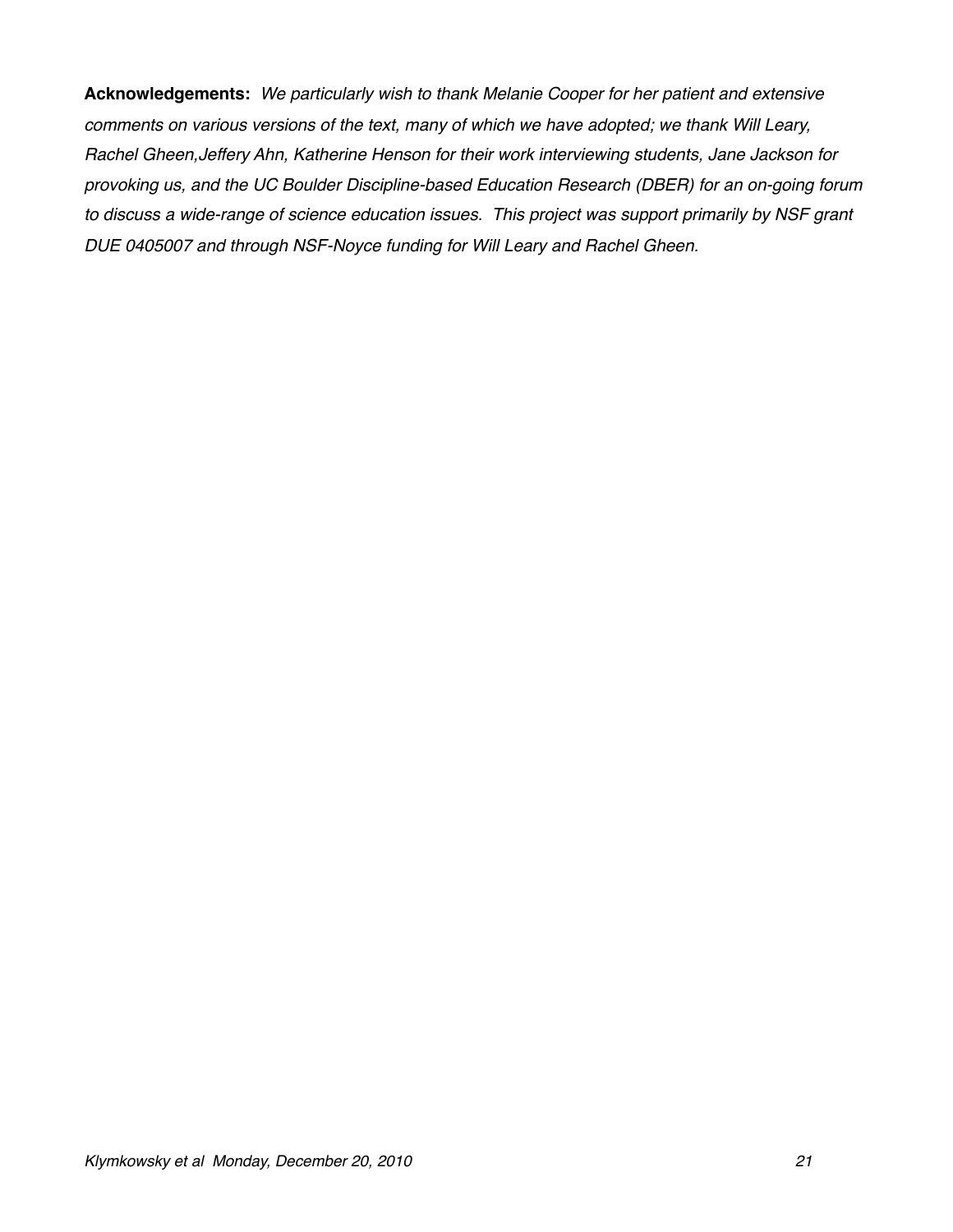**Acknowledgements:** *We particularly wish to thank Melanie Cooper for her patient and extensive comments on various versions of the text, many of which we have adopted; we thank Will Leary, Rachel Gheen,Jeffery Ahn, Katherine Henson for their work interviewing students, Jane Jackson for provoking us, and the UC Boulder Discipline-based Education Research (DBER) for an on-going forum to discuss a wide-range of science education issues. This project was support primarily by NSF grant DUE 0405007 and through NSF-Noyce funding for Will Leary and Rachel Gheen.*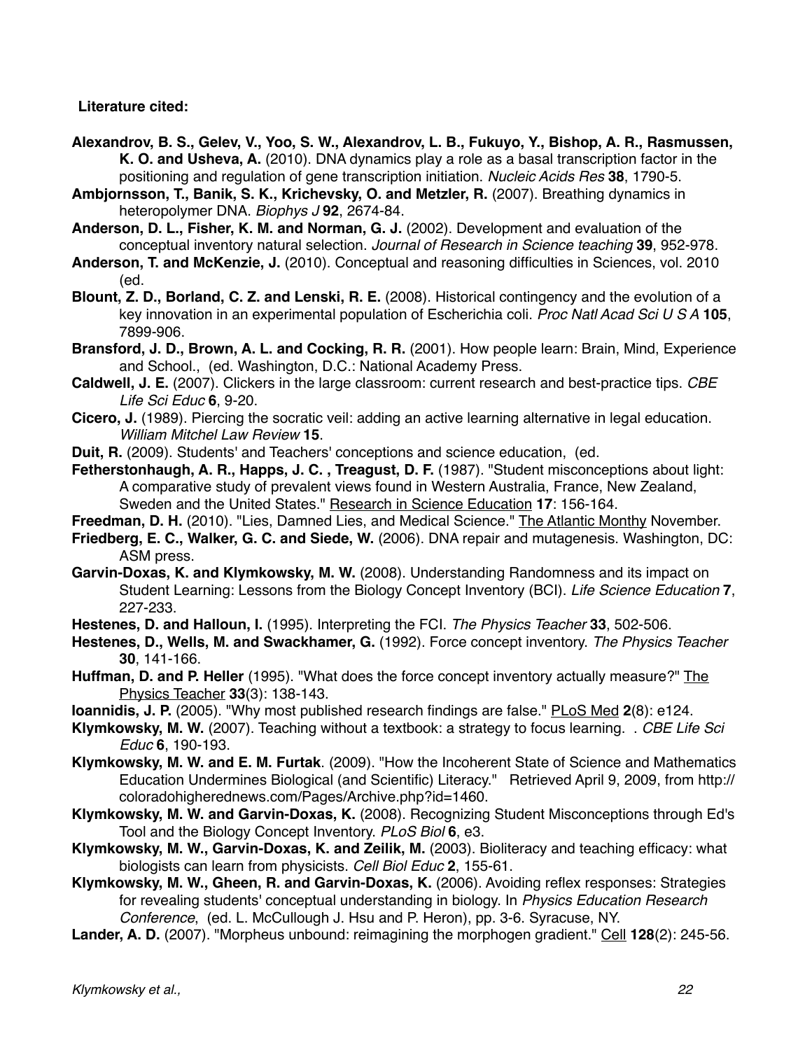**Literature cited:**

**Alexandrov, B. S., Gelev, V., Yoo, S. W., Alexandrov, L. B., Fukuyo, Y., Bishop, A. R., Rasmussen, K. O. and Usheva, A.** (2010). DNA dynamics play a role as a basal transcription factor in the positioning and regulation of gene transcription initiation. *Nucleic Acids Res* **38**, 1790-5.

**Ambjornsson, T., Banik, S. K., Krichevsky, O. and Metzler, R.** (2007). Breathing dynamics in heteropolymer DNA. *Biophys J* **92**, 2674-84.

**Anderson, D. L., Fisher, K. M. and Norman, G. J.** (2002). Development and evaluation of the conceptual inventory natural selection. *Journal of Research in Science teaching* **39**, 952-978.

**Anderson, T. and McKenzie, J.** (2010). Conceptual and reasoning difficulties in Sciences, vol. 2010 (ed.

**Blount, Z. D., Borland, C. Z. and Lenski, R. E.** (2008). Historical contingency and the evolution of a key innovation in an experimental population of Escherichia coli. *Proc Natl Acad Sci U S A* **105**, 7899-906.

**Bransford, J. D., Brown, A. L. and Cocking, R. R.** (2001). How people learn: Brain, Mind, Experience and School., (ed. Washington, D.C.: National Academy Press.

**Caldwell, J. E.** (2007). Clickers in the large classroom: current research and best-practice tips. *CBE Life Sci Educ* **6**, 9-20.

**Cicero, J.** (1989). Piercing the socratic veil: adding an active learning alternative in legal education. *William Mitchel Law Review* **15**.

**Duit, R.** (2009). Students' and Teachers' conceptions and science education, (ed.

**Fetherstonhaugh, A. R., Happs, J. C. , Treagust, D. F.** (1987). "Student misconceptions about light: A comparative study of prevalent views found in Western Australia, France, New Zealand, Sweden and the United States." Research in Science Education **17**: 156-164.

**Freedman, D. H.** (2010). "Lies, Damned Lies, and Medical Science." The Atlantic Monthy November.

**Friedberg, E. C., Walker, G. C. and Siede, W.** (2006). DNA repair and mutagenesis. Washington, DC: ASM press.

**Garvin-Doxas, K. and Klymkowsky, M. W.** (2008). Understanding Randomness and its impact on Student Learning: Lessons from the Biology Concept Inventory (BCI). *Life Science Education* **7**, 227-233.

**Hestenes, D. and Halloun, I.** (1995). Interpreting the FCI. *The Physics Teacher* **33**, 502-506.

**Hestenes, D., Wells, M. and Swackhamer, G.** (1992). Force concept inventory. *The Physics Teacher* **30**, 141-166.

**Huffman, D. and P. Heller** (1995). "What does the force concept inventory actually measure?" The Physics Teacher **33**(3): 138-143.

**Ioannidis, J. P.** (2005). "Why most published research findings are false." PLoS Med **2**(8): e124.

**Klymkowsky, M. W.** (2007). Teaching without a textbook: a strategy to focus learning. . *CBE Life Sci Educ* **6**, 190-193.

**Klymkowsky, M. W. and E. M. Furtak**. (2009). "How the Incoherent State of Science and Mathematics Education Undermines Biological (and Scientific) Literacy." Retrieved April 9, 2009, from http://coloradohigherednews.com/Pages/Archive.php?id=1460.

**Klymkowsky, M. W. and Garvin-Doxas, K.** (2008). Recognizing Student Misconceptions through Ed's Tool and the Biology Concept Inventory. *PLoS Biol* **6**, e3.

**Klymkowsky, M. W., Garvin-Doxas, K. and Zeilik, M.** (2003). Bioliteracy and teaching efficacy: what biologists can learn from physicists. *Cell Biol Educ* **2**, 155-61.

**Klymkowsky, M. W., Gheen, R. and Garvin-Doxas, K.** (2006). Avoiding reflex responses: Strategies for revealing students' conceptual understanding in biology. In *Physics Education Research Conference*, (ed. L. McCullough J. Hsu and P. Heron), pp. 3-6. Syracuse, NY.

**Lander, A. D.** (2007). "Morpheus unbound: reimagining the morphogen gradient." Cell **128**(2): 245-56.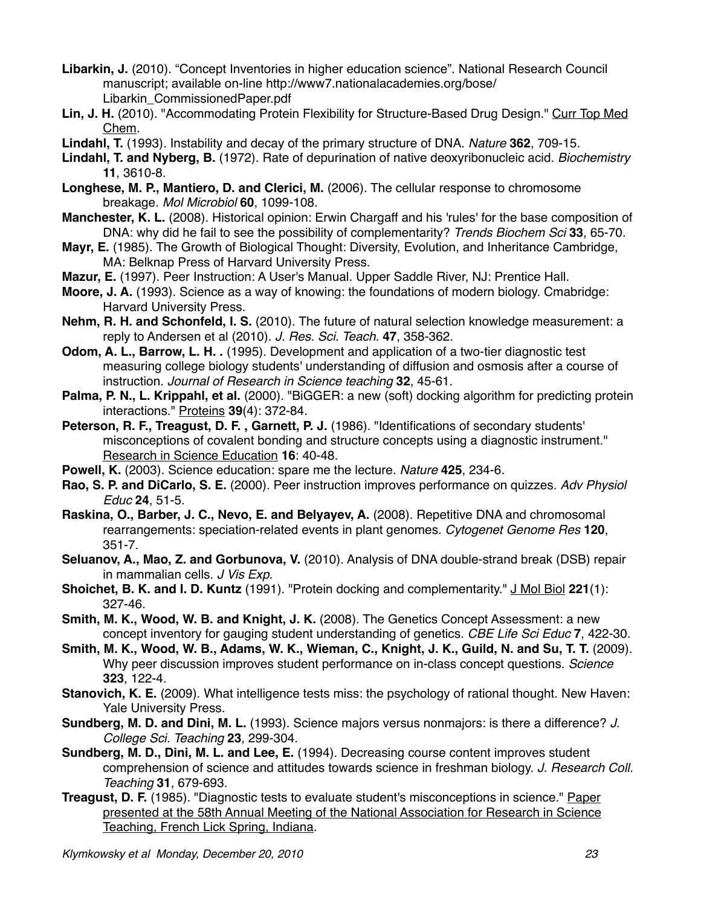**Libarkin, J.** (2010). “Concept Inventories in higher education science”. National Research Council manuscript; available on-line http://www7.nationalacademies.org/bose/Libarkin_CommissionedPaper.pdf

**Lin, J. H.** (2010). "Accommodating Protein Flexibility for Structure-Based Drug Design." Curr Top Med Chem.

**Lindahl, T.** (1993). Instability and decay of the primary structure of DNA. *Nature* **362**, 709-15.

**Lindahl, T. and Nyberg, B.** (1972). Rate of depurination of native deoxyribonucleic acid. *Biochemistry* **11**, 3610-8.

**Longhese, M. P., Mantiero, D. and Clerici, M.** (2006). The cellular response to chromosome breakage. *Mol Microbiol* **60**, 1099-108.

**Manchester, K. L.** (2008). Historical opinion: Erwin Chargaff and his 'rules' for the base composition of DNA: why did he fail to see the possibility of complementarity? *Trends Biochem Sci* **33**, 65-70.

**Mayr, E.** (1985). The Growth of Biological Thought: Diversity, Evolution, and Inheritance Cambridge, MA: Belknap Press of Harvard University Press.

**Mazur, E.** (1997). Peer Instruction: A User's Manual. Upper Saddle River, NJ: Prentice Hall.

**Moore, J. A.** (1993). Science as a way of knowing: the foundations of modern biology. Cmabridge: Harvard University Press.

**Nehm, R. H. and Schonfeld, I. S.** (2010). The future of natural selection knowledge measurement: a reply to Andersen et al (2010). *J. Res. Sci. Teach.* **47**, 358-362.

**Odom, A. L., Barrow, L. H. .** (1995). Development and application of a two-tier diagnostic test measuring college biology students' understanding of diffusion and osmosis after a course of instruction. *Journal of Research in Science teaching* **32**, 45-61.

**Palma, P. N., L. Krippahl, et al.** (2000). "BiGGER: a new (soft) docking algorithm for predicting protein interactions." Proteins **39**(4): 372-84.

**Peterson, R. F., Treagust, D. F. , Garnett, P. J.** (1986). "Identifications of secondary students' misconceptions of covalent bonding and structure concepts using a diagnostic instrument." Research in Science Education **16**: 40-48.

**Powell, K.** (2003). Science education: spare me the lecture. *Nature* **425**, 234-6.

**Rao, S. P. and DiCarlo, S. E.** (2000). Peer instruction improves performance on quizzes. *Adv Physiol Educ* **24**, 51-5.

**Raskina, O., Barber, J. C., Nevo, E. and Belyayev, A.** (2008). Repetitive DNA and chromosomal rearrangements: speciation-related events in plant genomes. *Cytogenet Genome Res* **120**, 351-7.

**Seluanov, A., Mao, Z. and Gorbunova, V.** (2010). Analysis of DNA double-strand break (DSB) repair in mammalian cells. *J Vis Exp*.

**Shoichet, B. K. and I. D. Kuntz** (1991). "Protein docking and complementarity." J Mol Biol **221**(1): 327-46.

**Smith, M. K., Wood, W. B. and Knight, J. K.** (2008). The Genetics Concept Assessment: a new concept inventory for gauging student understanding of genetics. *CBE Life Sci Educ* **7**, 422-30.

**Smith, M. K., Wood, W. B., Adams, W. K., Wieman, C., Knight, J. K., Guild, N. and Su, T. T.** (2009). Why peer discussion improves student performance on in-class concept questions. *Science* **323**, 122-4.

**Stanovich, K. E.** (2009). What intelligence tests miss: the psychology of rational thought. New Haven: Yale University Press.

**Sundberg, M. D. and Dini, M. L.** (1993). Science majors versus nonmajors: is there a difference? *J. College Sci. Teaching* **23**, 299-304.

**Sundberg, M. D., Dini, M. L. and Lee, E.** (1994). Decreasing course content improves student comprehension of science and attitudes towards science in freshman biology. *J. Research Coll. Teaching* **31**, 679-693.

**Treagust, D. F.** (1985). "Diagnostic tests to evaluate student's misconceptions in science." Paper presented at the 58th Annual Meeting of the National Association for Research in Science Teaching, French Lick Spring, Indiana.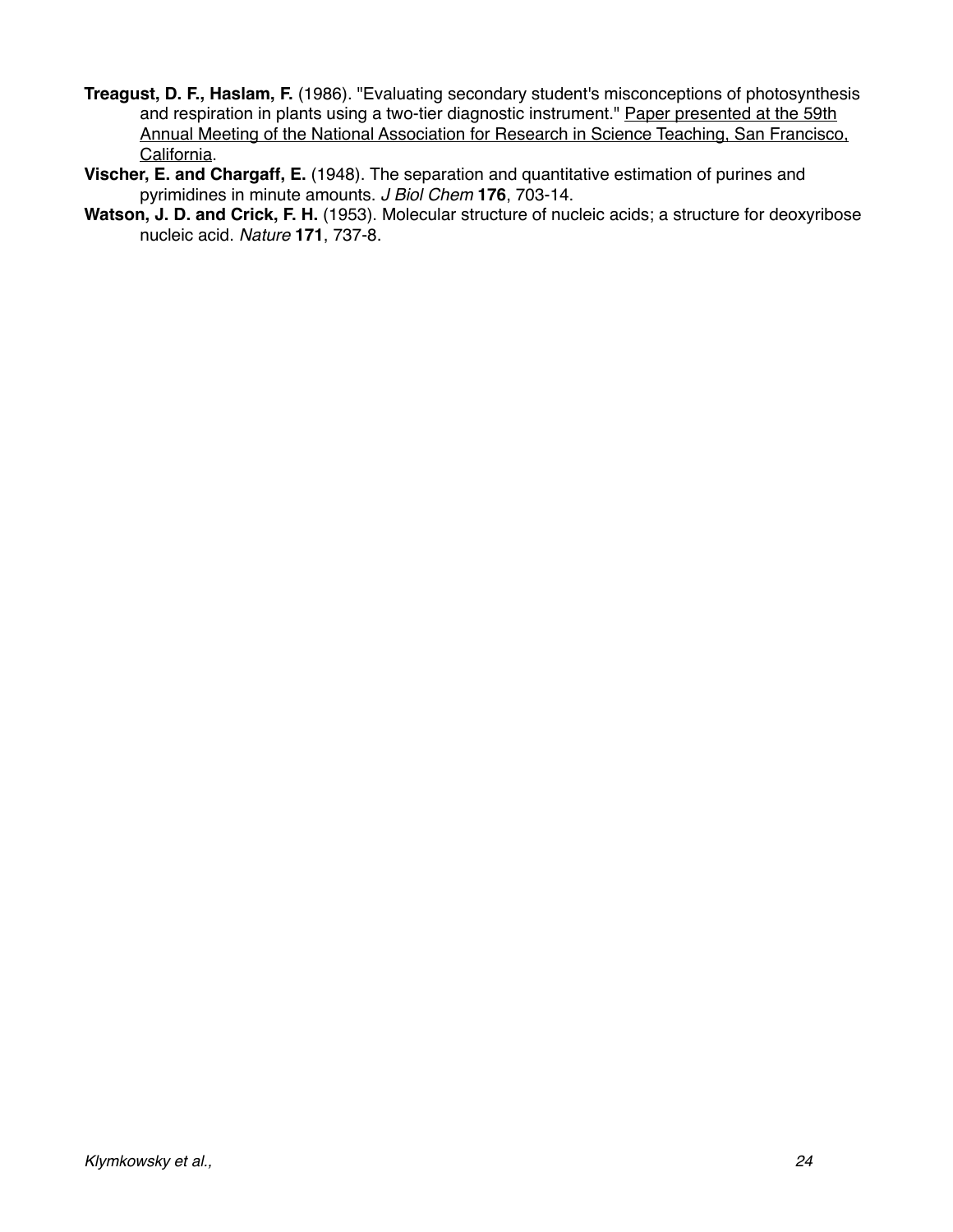**Treagust, D. F., Haslam, F.** (1986). "Evaluating secondary student's misconceptions of photosynthesis and respiration in plants using a two-tier diagnostic instrument." Paper presented at the 59th Annual Meeting of the National Association for Research in Science Teaching, San Francisco, California.

**Vischer, E. and Chargaff, E.** (1948). The separation and quantitative estimation of purines and pyrimidines in minute amounts. *J Biol Chem* **176**, 703-14.

**Watson, J. D. and Crick, F. H.** (1953). Molecular structure of nucleic acids; a structure for deoxyribose nucleic acid. *Nature* **171**, 737-8.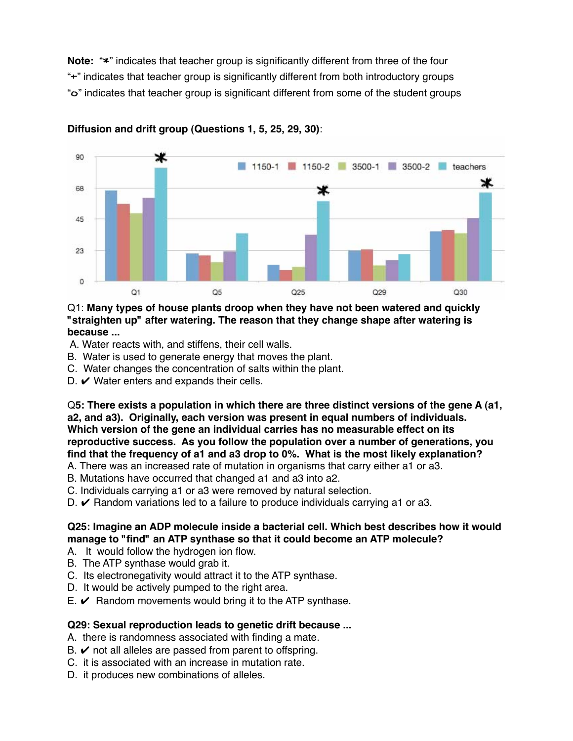**Note:** "✱" indicates that teacher group is significantly different from three of the four

"+" indicates that teacher group is significantly different from both introductory groups

"o" indicates that teacher group is significant different from some of the student groups

**Diffusion and drift group (Questions 1, 5, 25, 29, 30)**:

Q1: **Many types of house plants droop when they have not been watered and quickly "straighten up" after watering. The reason that they change shape after watering is because ...**

A. Water reacts with, and stiffens, their cell walls.

B. Water is used to generate energy that moves the plant.

C. Water changes the concentration of salts within the plant.

D. ✔ Water enters and expands their cells.

Q**5: There exists a population in which there are three distinct versions of the gene A (a1, a2, and a3). Originally, each version was present in equal numbers of individuals. Which version of the gene an individual carries has no measurable effect on its reproductive success. As you follow the population over a number of generations, you find that the frequency of a1 and a3 drop to 0%. What is the most likely explanation?**

A. There was an increased rate of mutation in organisms that carry either a1 or a3.

B. Mutations have occurred that changed a1 and a3 into a2.

C. Individuals carrying a1 or a3 were removed by natural selection.

D. ✔ Random variations led to a failure to produce individuals carrying a1 or a3.

**Q25: Imagine an ADP molecule inside a bacterial cell. Which best describes how it would manage to "find" an ATP synthase so that it could become an ATP molecule?**

A. It would follow the hydrogen ion flow.

B. The ATP synthase would grab it.

C. Its electronegativity would attract it to the ATP synthase.

D. It would be actively pumped to the right area.

E. ✔ Random movements would bring it to the ATP synthase.

**Q29: Sexual reproduction leads to genetic drift because ...**

A. there is randomness associated with finding a mate.

B. ✔ not all alleles are passed from parent to offspring.

C. it is associated with an increase in mutation rate.

D. it produces new combinations of alleles.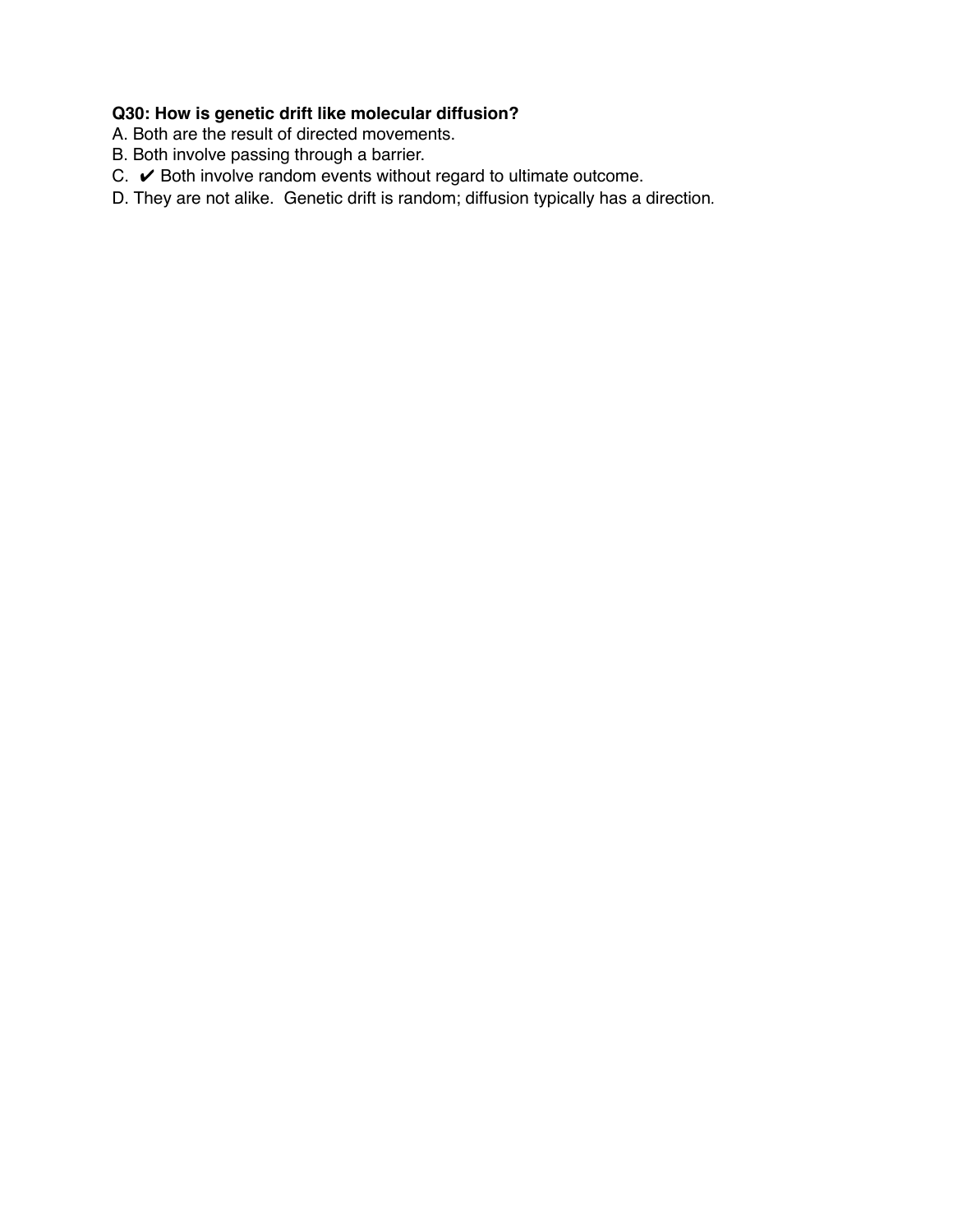**Q30: How is genetic drift like molecular diffusion?**

A. Both are the result of directed movements.

B. Both involve passing through a barrier.

C. ✔ Both involve random events without regard to ultimate outcome.

D. They are not alike. Genetic drift is random; diffusion typically has a direction.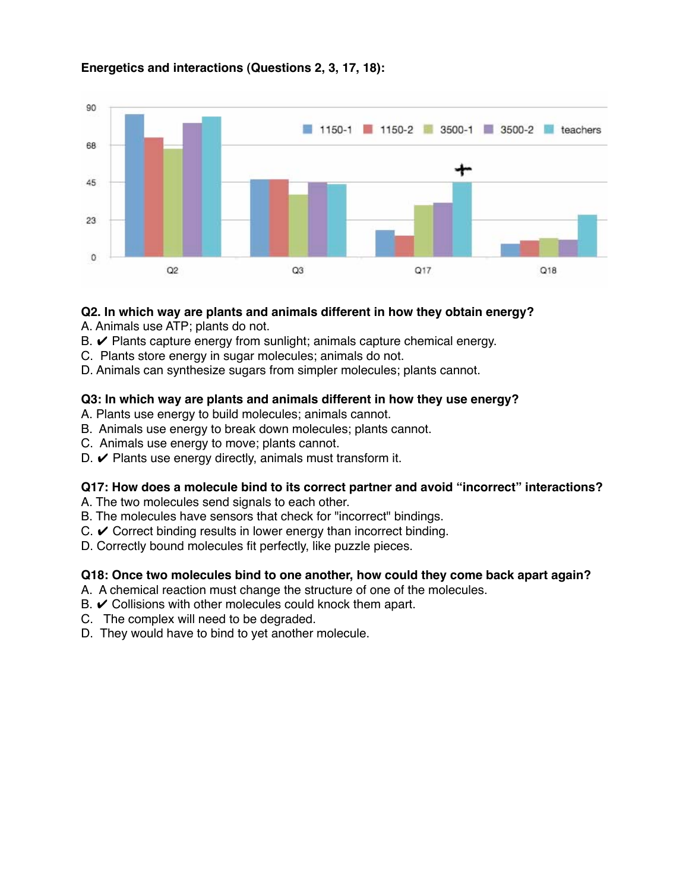**Energetics and interactions (Questions 2, 3, 17, 18):**

**Q2. In which way are plants and animals different in how they obtain energy?**

A. Animals use ATP; plants do not.
B. ✔ Plants capture energy from sunlight; animals capture chemical energy.
C. Plants store energy in sugar molecules; animals do not.
D. Animals can synthesize sugars from simpler molecules; plants cannot.

**Q3: In which way are plants and animals different in how they use energy?**

A. Plants use energy to build molecules; animals cannot.
B. Animals use energy to break down molecules; plants cannot.
C. Animals use energy to move; plants cannot.
D. ✔ Plants use energy directly, animals must transform it.

**Q17: How does a molecule bind to its correct partner and avoid "incorrect" interactions?**

A. The two molecules send signals to each other.
B. The molecules have sensors that check for "incorrect" bindings.
C. ✔ Correct binding results in lower energy than incorrect binding.
D. Correctly bound molecules fit perfectly, like puzzle pieces.

**Q18: Once two molecules bind to one another, how could they come back apart again?**

A. A chemical reaction must change the structure of one of the molecules.
B. ✔ Collisions with other molecules could knock them apart.
C. The complex will need to be degraded.
D. They would have to bind to yet another molecule.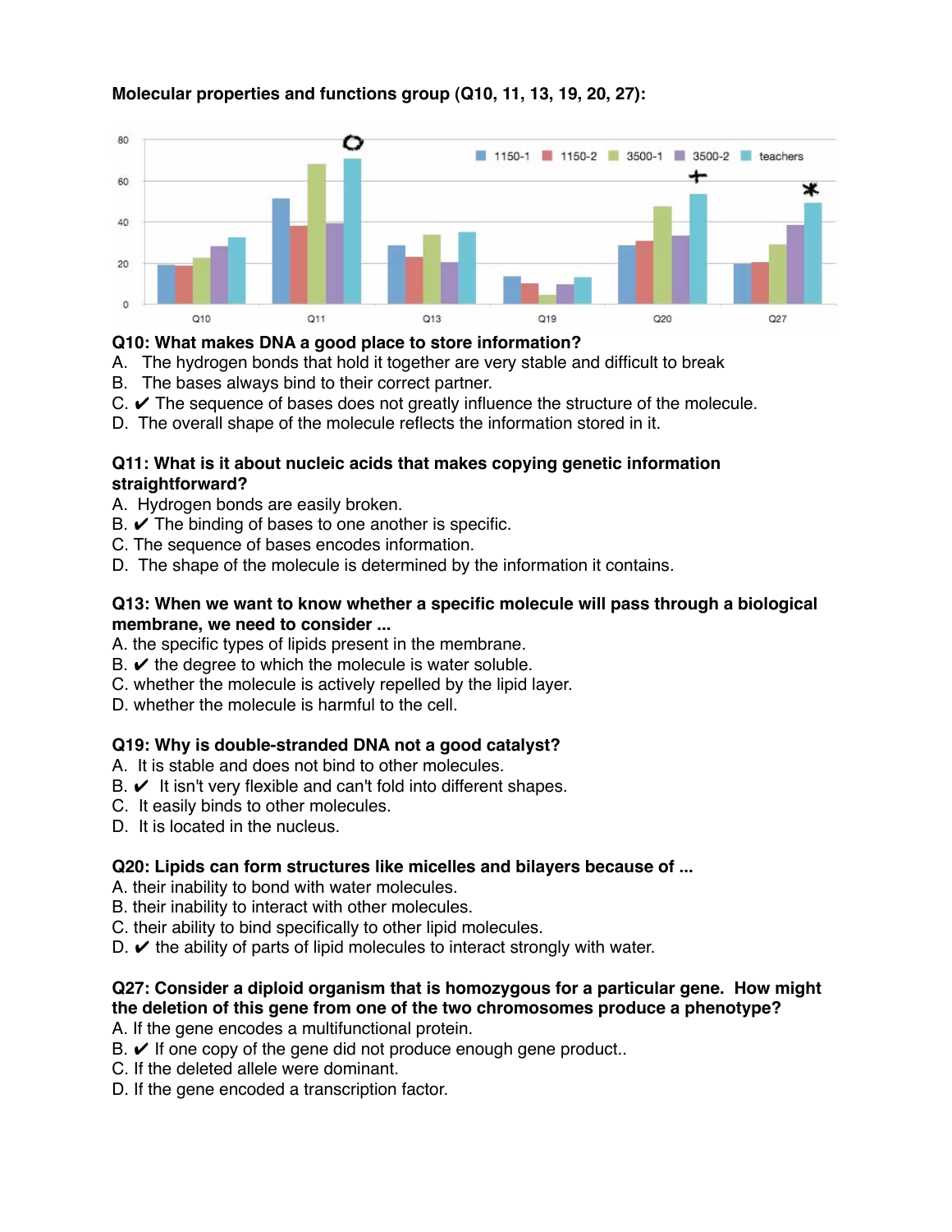**Molecular properties and functions group (Q10, 11, 13, 19, 20, 27):**

**Q10: What makes DNA a good place to store information?**
A. The hydrogen bonds that hold it together are very stable and difficult to break
B. The bases always bind to their correct partner.
C. ✔ The sequence of bases does not greatly influence the structure of the molecule.
D. The overall shape of the molecule reflects the information stored in it.

**Q11: What is it about nucleic acids that makes copying genetic information straightforward?**
A. Hydrogen bonds are easily broken.
B. ✔ The binding of bases to one another is specific.
C. The sequence of bases encodes information.
D. The shape of the molecule is determined by the information it contains.

**Q13: When we want to know whether a specific molecule will pass through a biological membrane, we need to consider ...**
A. the specific types of lipids present in the membrane.
B. ✔ the degree to which the molecule is water soluble.
C. whether the molecule is actively repelled by the lipid layer.
D. whether the molecule is harmful to the cell.

**Q19: Why is double-stranded DNA not a good catalyst?**
A. It is stable and does not bind to other molecules.
B. ✔ It isn't very flexible and can't fold into different shapes.
C. It easily binds to other molecules.
D. It is located in the nucleus.

**Q20: Lipids can form structures like micelles and bilayers because of ...**
A. their inability to bond with water molecules.
B. their inability to interact with other molecules.
C. their ability to bind specifically to other lipid molecules.
D. ✔ the ability of parts of lipid molecules to interact strongly with water.

**Q27: Consider a diploid organism that is homozygous for a particular gene. How might the deletion of this gene from one of the two chromosomes produce a phenotype?**
A. If the gene encodes a multifunctional protein.
B. ✔ If one copy of the gene did not produce enough gene product..
C. If the deleted allele were dominant.
D. If the gene encoded a transcription factor.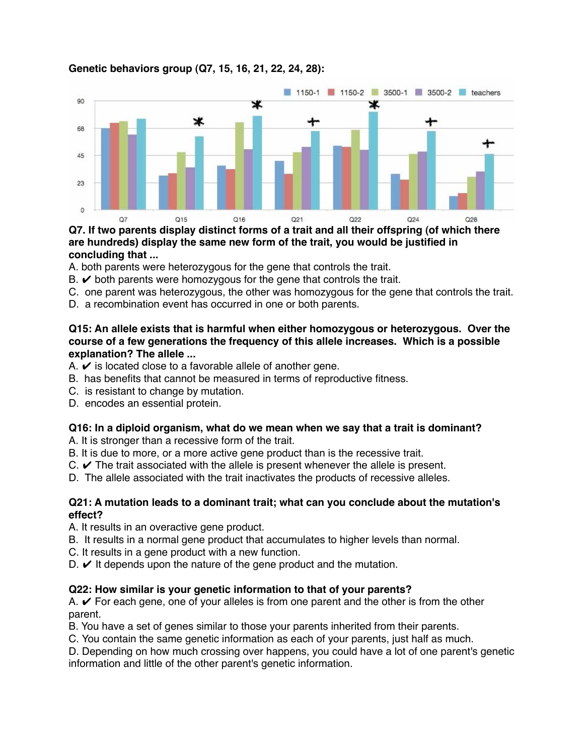**Genetic behaviors group (Q7, 15, 16, 21, 22, 24, 28):**

**Q7. If two parents display distinct forms of a trait and all their offspring (of which there are hundreds) display the same new form of the trait, you would be justified in concluding that ...**

A. both parents were heterozygous for the gene that controls the trait.
B. ✔ both parents were homozygous for the gene that controls the trait.
C. one parent was heterozygous, the other was homozygous for the gene that controls the trait.
D. a recombination event has occurred in one or both parents.

**Q15: An allele exists that is harmful when either homozygous or heterozygous. Over the course of a few generations the frequency of this allele increases. Which is a possible explanation? The allele ...**

A. ✔ is located close to a favorable allele of another gene.
B. has benefits that cannot be measured in terms of reproductive fitness.
C. is resistant to change by mutation.
D. encodes an essential protein.

**Q16: In a diploid organism, what do we mean when we say that a trait is dominant?**

A. It is stronger than a recessive form of the trait.
B. It is due to more, or a more active gene product than is the recessive trait.
C. ✔ The trait associated with the allele is present whenever the allele is present.
D. The allele associated with the trait inactivates the products of recessive alleles.

**Q21: A mutation leads to a dominant trait; what can you conclude about the mutation's effect?**

A. It results in an overactive gene product.
B. It results in a normal gene product that accumulates to higher levels than normal.
C. It results in a gene product with a new function.
D. ✔ It depends upon the nature of the gene product and the mutation.

**Q22: How similar is your genetic information to that of your parents?**

A. ✔ For each gene, one of your alleles is from one parent and the other is from the other parent.
B. You have a set of genes similar to those your parents inherited from their parents.
C. You contain the same genetic information as each of your parents, just half as much.
D. Depending on how much crossing over happens, you could have a lot of one parent's genetic information and little of the other parent's genetic information.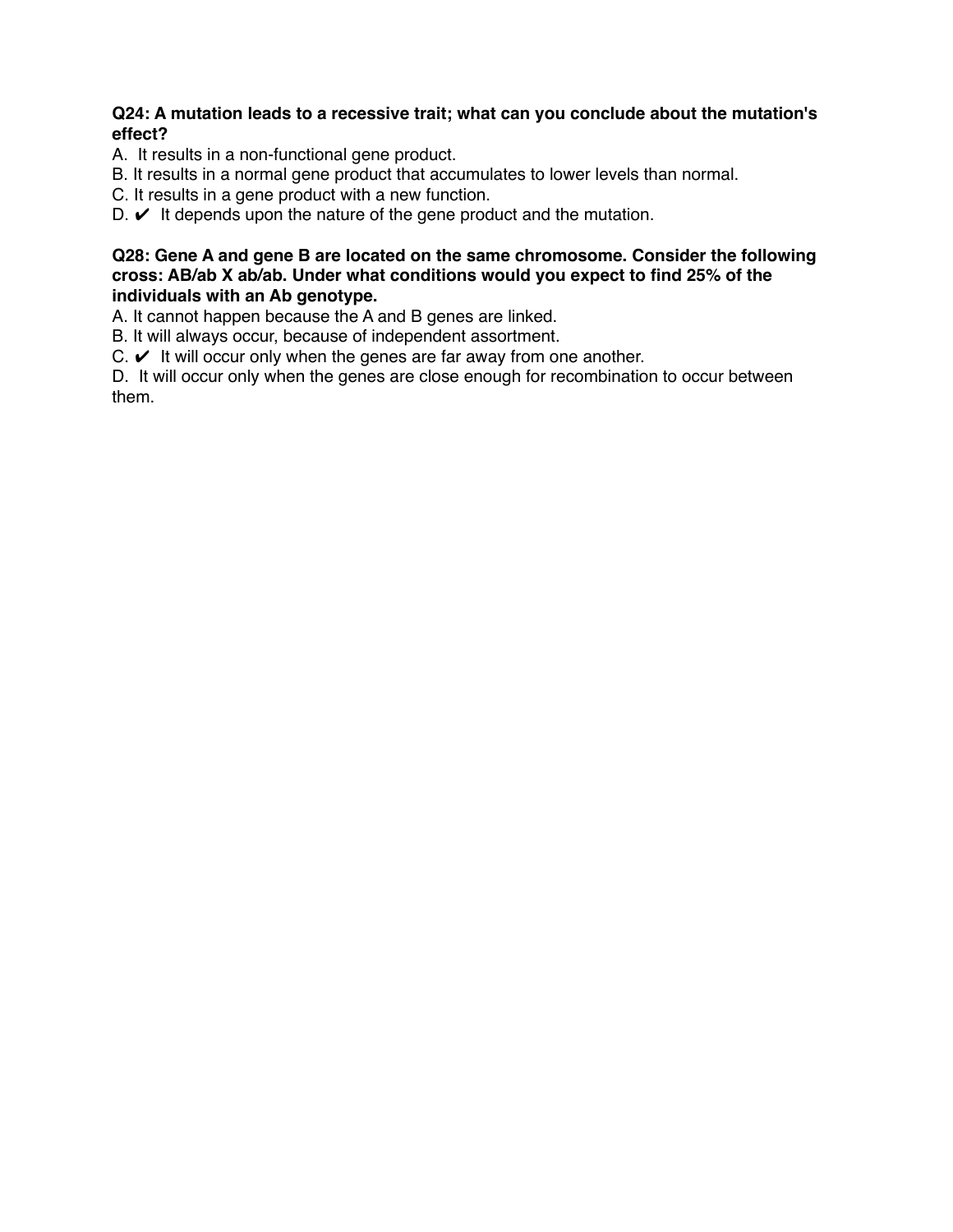**Q24: A mutation leads to a recessive trait; what can you conclude about the mutation's effect?**

A. It results in a non-functional gene product.
B. It results in a normal gene product that accumulates to lower levels than normal.
C. It results in a gene product with a new function.
D. ✔ It depends upon the nature of the gene product and the mutation.

**Q28: Gene A and gene B are located on the same chromosome. Consider the following cross: AB/ab X ab/ab. Under what conditions would you expect to find 25% of the individuals with an Ab genotype.**

A. It cannot happen because the A and B genes are linked.
B. It will always occur, because of independent assortment.
C. ✔ It will occur only when the genes are far away from one another.
D. It will occur only when the genes are close enough for recombination to occur between them.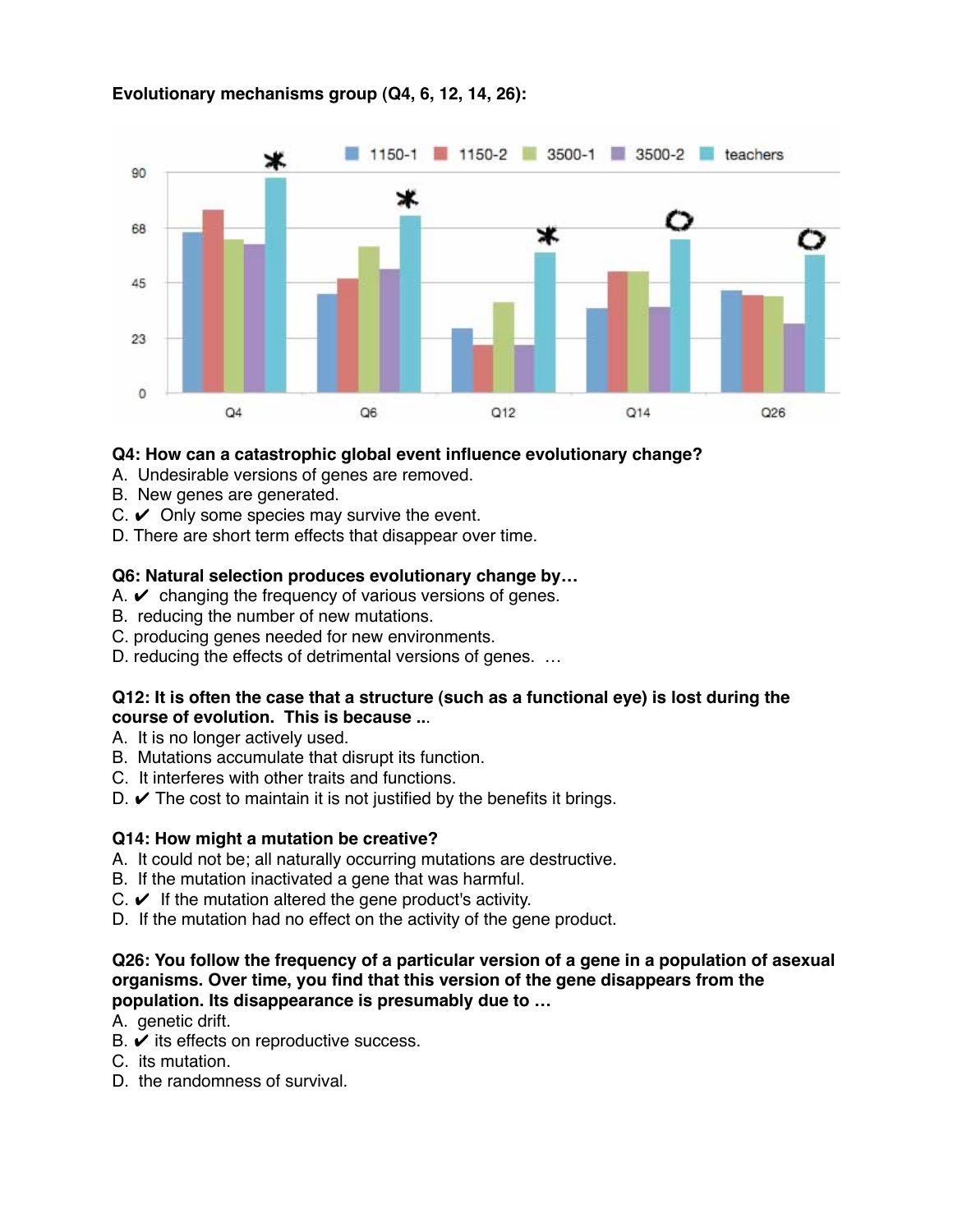**Evolutionary mechanisms group (Q4, 6, 12, 14, 26):**

**Q4: How can a catastrophic global event influence evolutionary change?**

A. Undesirable versions of genes are removed.
B. New genes are generated.
C. ✔ Only some species may survive the event.
D. There are short term effects that disappear over time.

**Q6: Natural selection produces evolutionary change by…**

A. ✔ changing the frequency of various versions of genes.
B. reducing the number of new mutations.
C. producing genes needed for new environments.
D. reducing the effects of detrimental versions of genes. …

**Q12: It is often the case that a structure (such as a functional eye) is lost during the course of evolution. This is because ...**

A. It is no longer actively used.
B. Mutations accumulate that disrupt its function.
C. It interferes with other traits and functions.
D. ✔ The cost to maintain it is not justified by the benefits it brings.

**Q14: How might a mutation be creative?**

A. It could not be; all naturally occurring mutations are destructive.
B. If the mutation inactivated a gene that was harmful.
C. ✔ If the mutation altered the gene product's activity.
D. If the mutation had no effect on the activity of the gene product.

**Q26: You follow the frequency of a particular version of a gene in a population of asexual organisms. Over time, you find that this version of the gene disappears from the population. Its disappearance is presumably due to …**

A. genetic drift.
B. ✔ its effects on reproductive success.
C. its mutation.
D. the randomness of survival.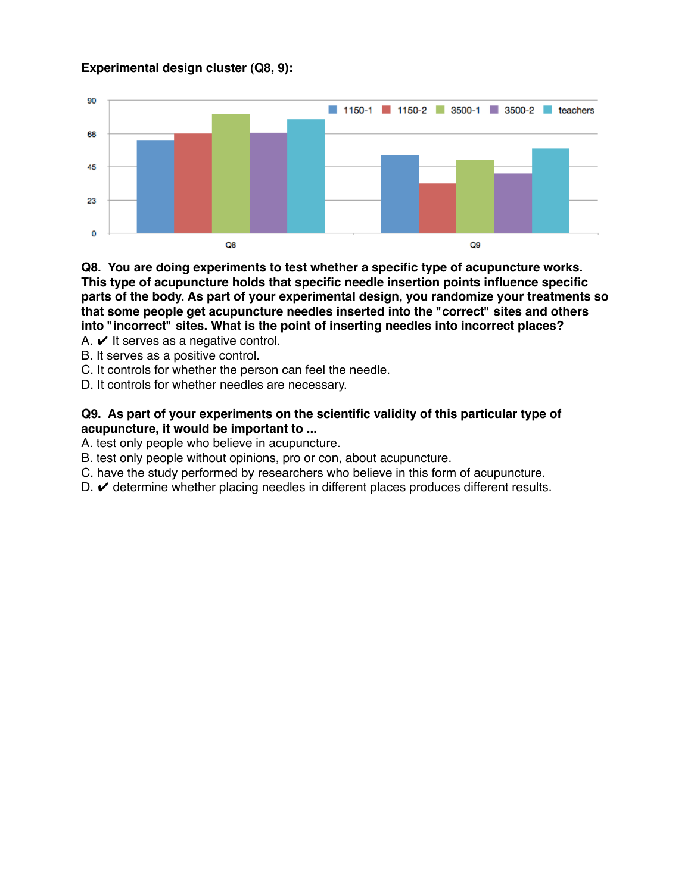**Experimental design cluster (Q8, 9):**

90
68
45
23
0

1150-1
1150-2
3500-1
3500-2
teachers

Q8
Q9

**Q8. You are doing experiments to test whether a specific type of acupuncture works. This type of acupuncture holds that specific needle insertion points influence specific parts of the body. As part of your experimental design, you randomize your treatments so that some people get acupuncture needles inserted into the "correct" sites and others into "incorrect" sites. What is the point of inserting needles into incorrect places?**

A. ✔ It serves as a negative control.
B. It serves as a positive control.
C. It controls for whether the person can feel the needle.
D. It controls for whether needles are necessary.

**Q9. As part of your experiments on the scientific validity of this particular type of acupuncture, it would be important to ...**

A. test only people who believe in acupuncture.
B. test only people without opinions, pro or con, about acupuncture.
C. have the study performed by researchers who believe in this form of acupuncture.
D. ✔ determine whether placing needles in different places produces different results.